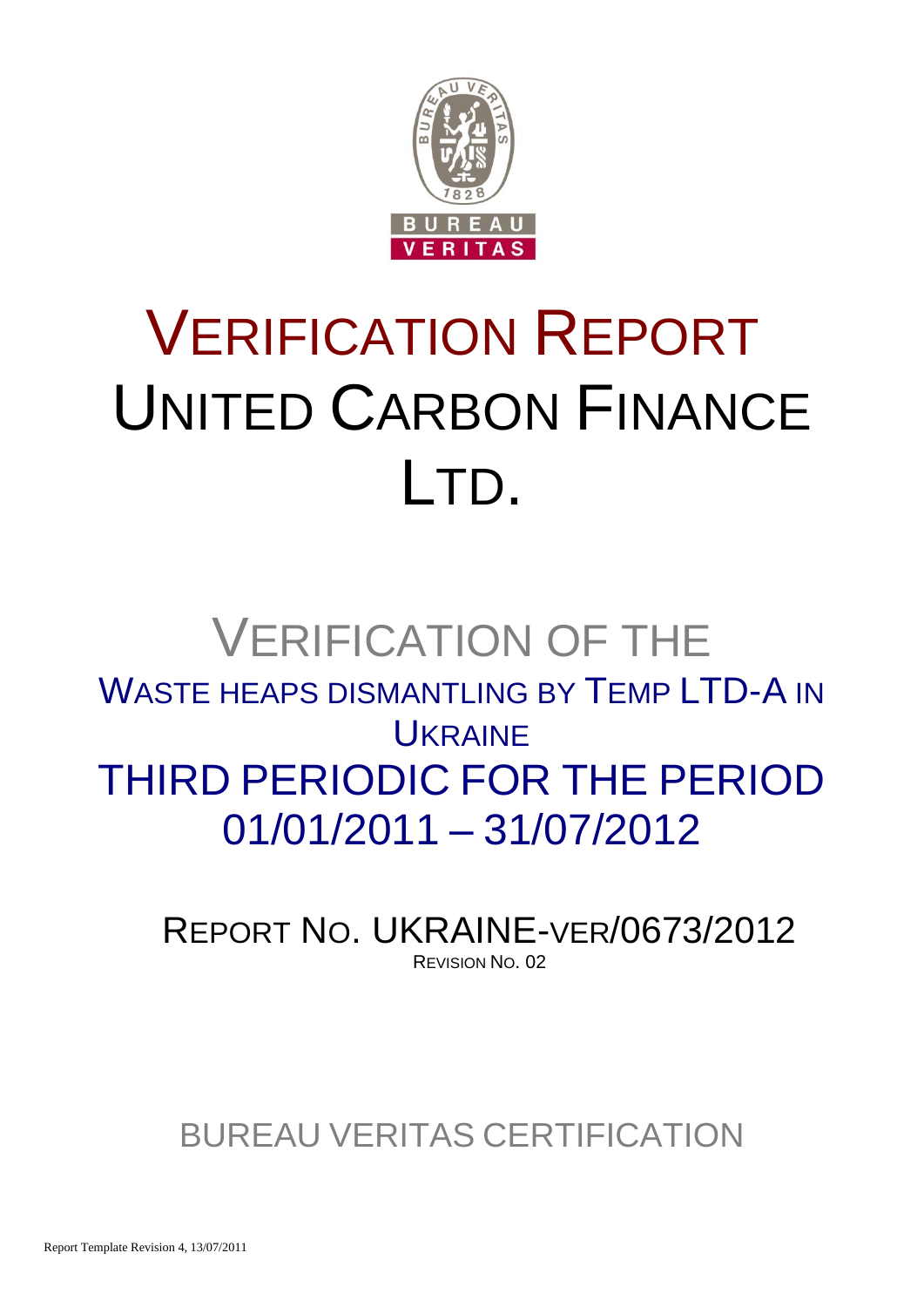BUREAU VERITAS

# VERIFICATION REPORT UNITED CARBON FINANCE LTD.

## VERIFICATION OF THE WASTE HEAPS DISMANTLING BY TEMP LTD-A IN UKRAINE THIRD PERIODIC FOR THE PERIOD 01/01/2011 – 31/07/2012

REPORT NO. UKRAINE-VER/0673/2012

REVISION NO. 02

BUREAU VERITAS CERTIFICATION

Report Template Revision 4, 13/07/2011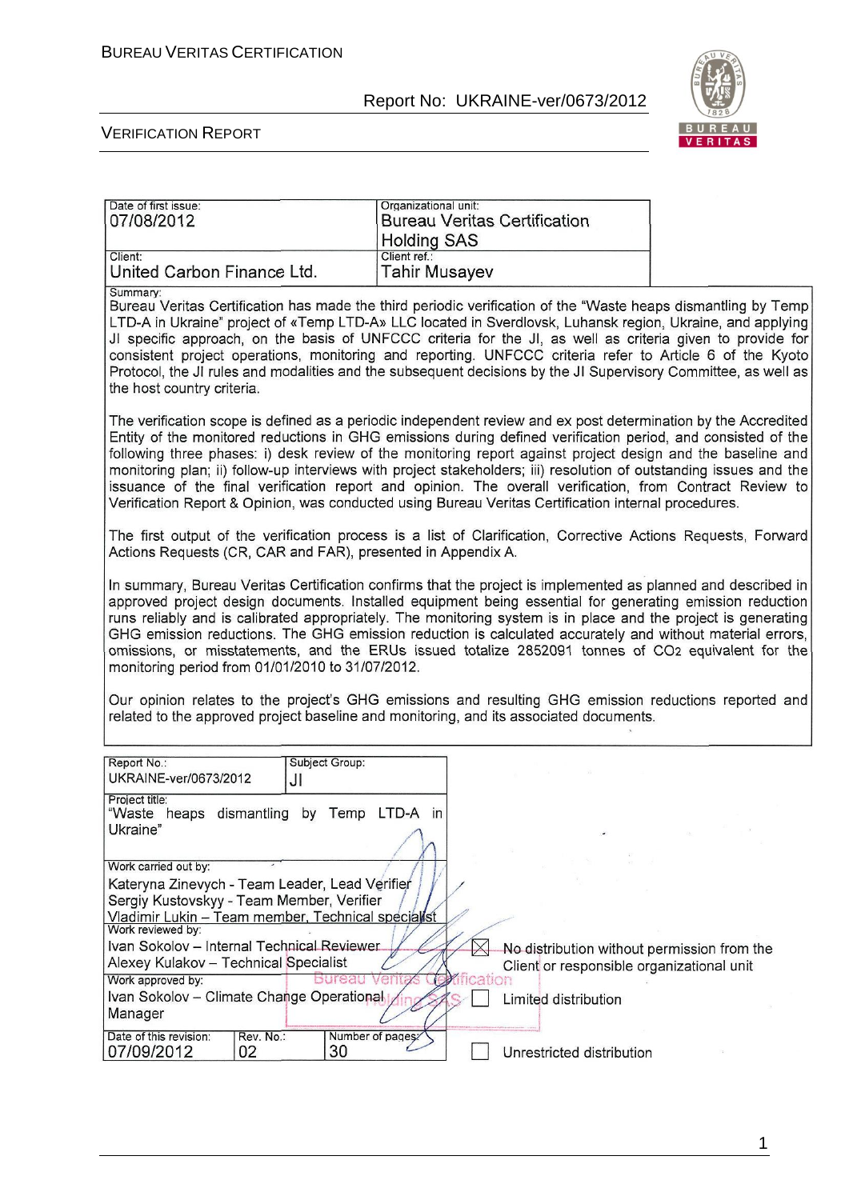| Date of first issue: 07/08/2012 | Organizational unit: Bureau Veritas Certification Holding SAS |
|---|---|
| Client: United Carbon Finance Ltd. | Client ref.: Tahir Musayev |

Summary:

Bureau Veritas Certification has made the third periodic verification of the "Waste heaps dismantling by Temp LTD-A in Ukraine" project of «Temp LTD-A» LLC located in Sverdlovsk, Luhansk region, Ukraine, and applying JI specific approach, on the basis of UNFCCC criteria for the JI, as well as criteria given to provide for consistent project operations, monitoring and reporting. UNFCCC criteria refer to Article 6 of the Kyoto Protocol, the JI rules and modalities and the subsequent decisions by the JI Supervisory Committee, as well as the host country criteria.

The verification scope is defined as a periodic independent review and ex post determination by the Accredited Entity of the monitored reductions in GHG emissions during defined verification period, and consisted of the following three phases: i) desk review of the monitoring report against project design and the baseline and monitoring plan; ii) follow-up interviews with project stakeholders; iii) resolution of outstanding issues and the issuance of the final verification report and opinion. The overall verification, from Contract Review to Verification Report & Opinion, was conducted using Bureau Veritas Certification internal procedures.

The first output of the verification process is a list of Clarification, Corrective Actions Requests, Forward Actions Requests (CR, CAR and FAR), presented in Appendix A.

In summary, Bureau Veritas Certification confirms that the project is implemented as planned and described in approved project design documents. Installed equipment being essential for generating emission reduction runs reliably and is calibrated appropriately. The monitoring system is in place and the project is generating GHG emission reductions. The GHG emission reduction is calculated accurately and without material errors, omissions, or misstatements, and the ERUs issued totalize 2852091 tonnes of $CO_2$ equivalent for the monitoring period from 01/01/2010 to 31/07/2012.

Our opinion relates to the project's GHG emissions and resulting GHG emission reductions reported and related to the approved project baseline and monitoring, and its associated documents.

| Report No.: UKRAINE-ver/0673/2012 | Subject Group: JI | |
|---|---|---|
| Project title: "Waste heaps dismantling by Temp LTD-A in Ukraine" | | |
| Work carried out by: Kateryna Zinevych - Team Leader, Lead Verifier; Sergiy Kustovskyy - Team Member, Verifier; Vladimir Lukin – Team member, Technical specialist | | |
| Work reviewed by: Ivan Sokolov – Internal Technical Reviewer; Alexey Kulakov – Technical Specialist | | |
| Work approved by: Ivan Sokolov – Climate Change Operational Manager | | |
| Date of this revision: 07/09/2012 | Rev. No.: 02 | Number of pages: 30 |

☒ No distribution without permission from the Client or responsible organizational unit

☐ Limited distribution

☐ Unrestricted distribution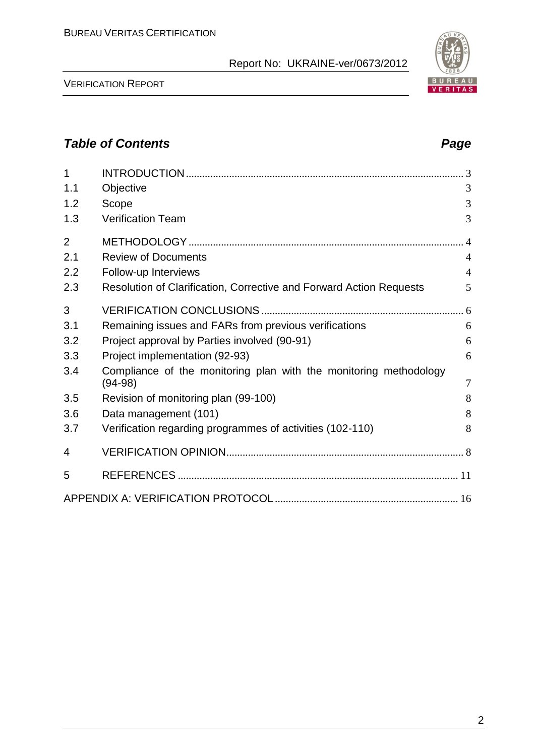## *Table of Contents* *Page*

| | | |
|---|---|---|
| 1 | INTRODUCTION | 3 |
| 1.1 | Objective | 3 |
| 1.2 | Scope | 3 |
| 1.3 | Verification Team | 3 |
| 2 | METHODOLOGY | 4 |
| 2.1 | Review of Documents | 4 |
| 2.2 | Follow-up Interviews | 4 |
| 2.3 | Resolution of Clarification, Corrective and Forward Action Requests | 5 |
| 3 | VERIFICATION CONCLUSIONS | 6 |
| 3.1 | Remaining issues and FARs from previous verifications | 6 |
| 3.2 | Project approval by Parties involved (90-91) | 6 |
| 3.3 | Project implementation (92-93) | 6 |
| 3.4 | Compliance of the monitoring plan with the monitoring methodology (94-98) | 7 |
| 3.5 | Revision of monitoring plan (99-100) | 8 |
| 3.6 | Data management (101) | 8 |
| 3.7 | Verification regarding programmes of activities (102-110) | 8 |
| 4 | VERIFICATION OPINION | 8 |
| 5 | REFERENCES | 11 |
| | APPENDIX A: VERIFICATION PROTOCOL | 16 |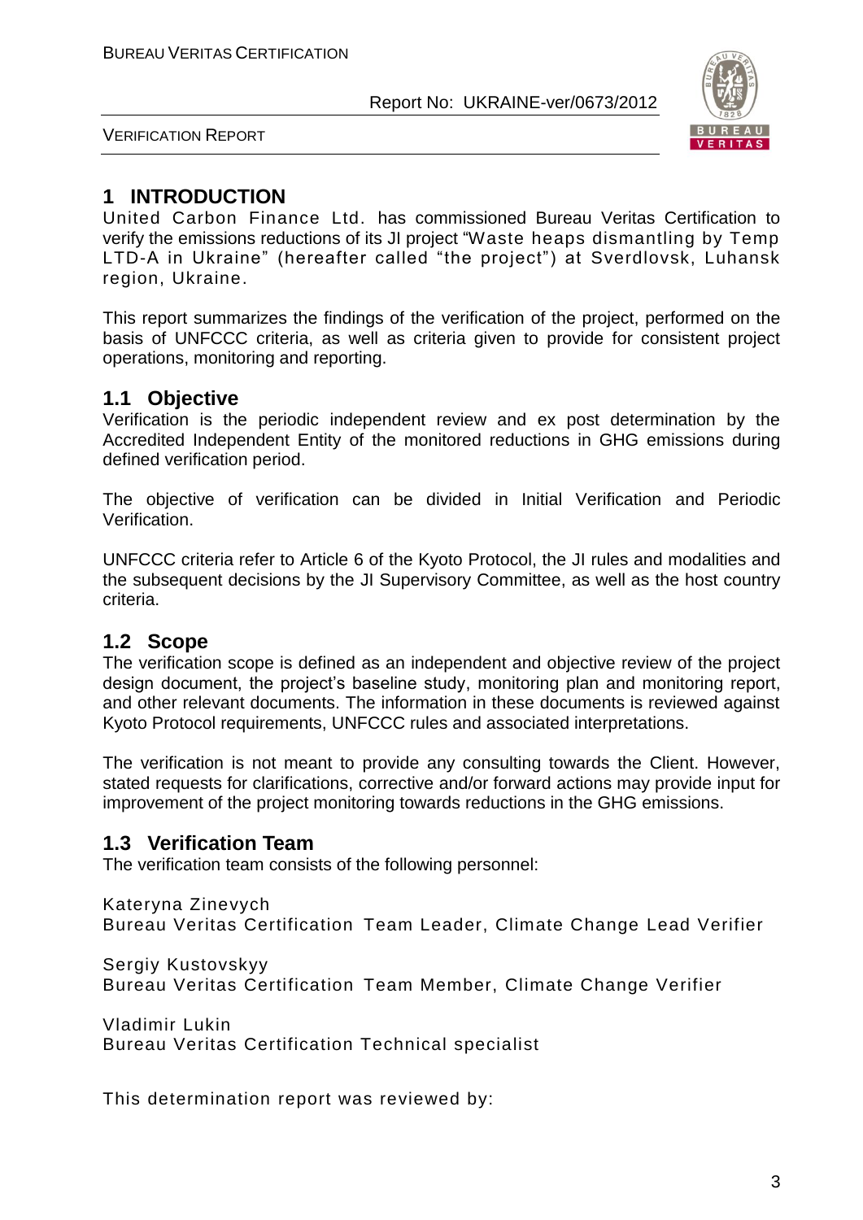# 1 INTRODUCTION

United Carbon Finance Ltd. has commissioned Bureau Veritas Certification to verify the emissions reductions of its JI project "Waste heaps dismantling by Temp LTD-A in Ukraine" (hereafter called "the project") at Sverdlovsk, Luhansk region, Ukraine.

This report summarizes the findings of the verification of the project, performed on the basis of UNFCCC criteria, as well as criteria given to provide for consistent project operations, monitoring and reporting.

## 1.1 Objective

Verification is the periodic independent review and ex post determination by the Accredited Independent Entity of the monitored reductions in GHG emissions during defined verification period.

The objective of verification can be divided in Initial Verification and Periodic Verification.

UNFCCC criteria refer to Article 6 of the Kyoto Protocol, the JI rules and modalities and the subsequent decisions by the JI Supervisory Committee, as well as the host country criteria.

## 1.2 Scope

The verification scope is defined as an independent and objective review of the project design document, the project's baseline study, monitoring plan and monitoring report, and other relevant documents. The information in these documents is reviewed against Kyoto Protocol requirements, UNFCCC rules and associated interpretations.

The verification is not meant to provide any consulting towards the Client. However, stated requests for clarifications, corrective and/or forward actions may provide input for improvement of the project monitoring towards reductions in the GHG emissions.

## 1.3 Verification Team

The verification team consists of the following personnel:

Kateryna Zinevych
Bureau Veritas Certification Team Leader, Climate Change Lead Verifier

Sergiy Kustovskyy
Bureau Veritas Certification Team Member, Climate Change Verifier

Vladimir Lukin
Bureau Veritas Certification Technical specialist

This determination report was reviewed by: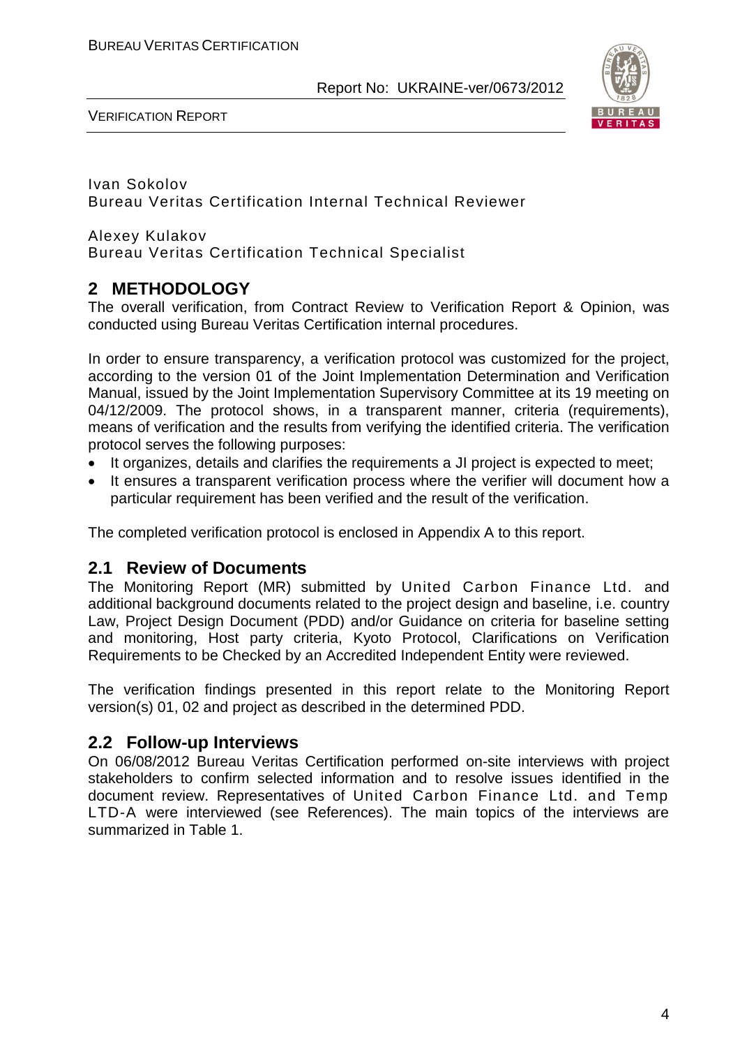Ivan Sokolov
Bureau Veritas Certification Internal Technical Reviewer

Alexey Kulakov
Bureau Veritas Certification Technical Specialist

## 2 METHODOLOGY

The overall verification, from Contract Review to Verification Report & Opinion, was conducted using Bureau Veritas Certification internal procedures.

In order to ensure transparency, a verification protocol was customized for the project, according to the version 01 of the Joint Implementation Determination and Verification Manual, issued by the Joint Implementation Supervisory Committee at its 19 meeting on 04/12/2009. The protocol shows, in a transparent manner, criteria (requirements), means of verification and the results from verifying the identified criteria. The verification protocol serves the following purposes:

- It organizes, details and clarifies the requirements a JI project is expected to meet;
- It ensures a transparent verification process where the verifier will document how a particular requirement has been verified and the result of the verification.

The completed verification protocol is enclosed in Appendix A to this report.

### 2.1 Review of Documents

The Monitoring Report (MR) submitted by United Carbon Finance Ltd. and additional background documents related to the project design and baseline, i.e. country Law, Project Design Document (PDD) and/or Guidance on criteria for baseline setting and monitoring, Host party criteria, Kyoto Protocol, Clarifications on Verification Requirements to be Checked by an Accredited Independent Entity were reviewed.

The verification findings presented in this report relate to the Monitoring Report version(s) 01, 02 and project as described in the determined PDD.

### 2.2 Follow-up Interviews

On 06/08/2012 Bureau Veritas Certification performed on-site interviews with project stakeholders to confirm selected information and to resolve issues identified in the document review. Representatives of United Carbon Finance Ltd. and Temp LTD-A were interviewed (see References). The main topics of the interviews are summarized in Table 1.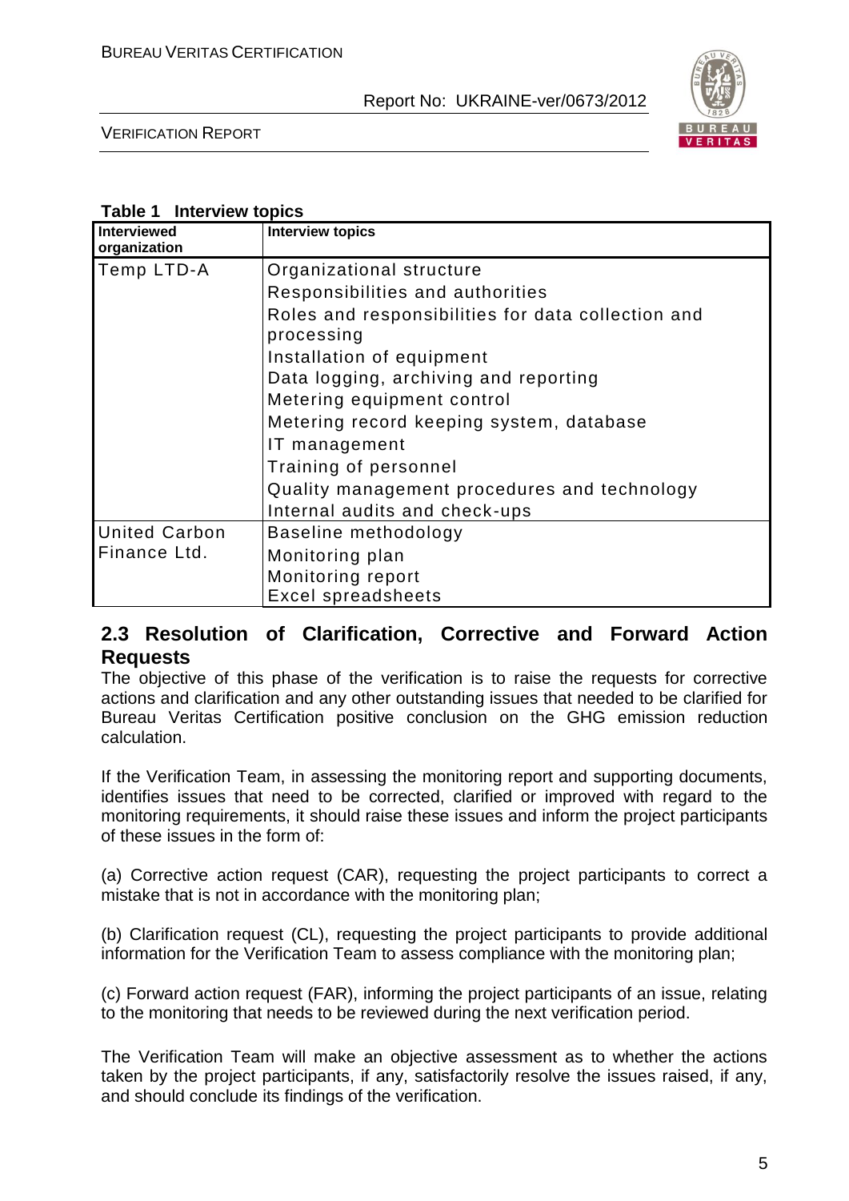**Table 1 Interview topics**

| Interviewed organization | Interview topics |
|---|---|
| Temp LTD-A | Organizational structure<br>Responsibilities and authorities<br>Roles and responsibilities for data collection and processing<br>Installation of equipment<br>Data logging, archiving and reporting<br>Metering equipment control<br>Metering record keeping system, database<br>IT management<br>Training of personnel<br>Quality management procedures and technology<br>Internal audits and check-ups |
| United Carbon Finance Ltd. | Baseline methodology<br>Monitoring plan<br>Monitoring report<br>Excel spreadsheets |

## 2.3 Resolution of Clarification, Corrective and Forward Action Requests

The objective of this phase of the verification is to raise the requests for corrective actions and clarification and any other outstanding issues that needed to be clarified for Bureau Veritas Certification positive conclusion on the GHG emission reduction calculation.

If the Verification Team, in assessing the monitoring report and supporting documents, identifies issues that need to be corrected, clarified or improved with regard to the monitoring requirements, it should raise these issues and inform the project participants of these issues in the form of:

(a) Corrective action request (CAR), requesting the project participants to correct a mistake that is not in accordance with the monitoring plan;

(b) Clarification request (CL), requesting the project participants to provide additional information for the Verification Team to assess compliance with the monitoring plan;

(c) Forward action request (FAR), informing the project participants of an issue, relating to the monitoring that needs to be reviewed during the next verification period.

The Verification Team will make an objective assessment as to whether the actions taken by the project participants, if any, satisfactorily resolve the issues raised, if any, and should conclude its findings of the verification.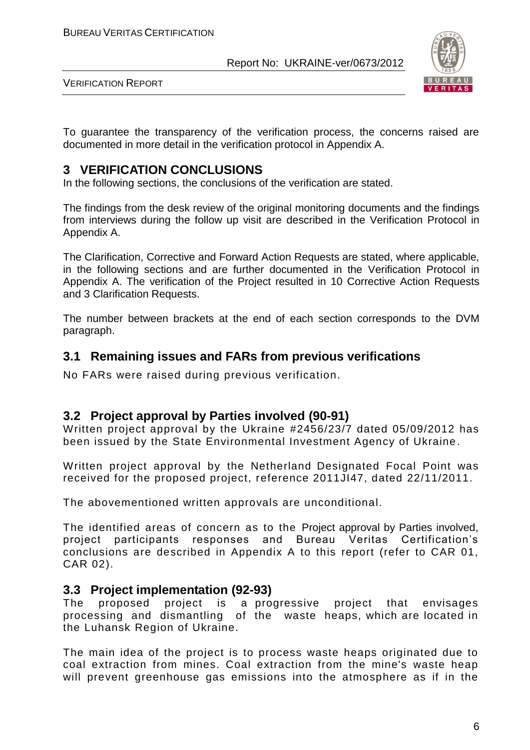To guarantee the transparency of the verification process, the concerns raised are documented in more detail in the verification protocol in Appendix A.

# 3 VERIFICATION CONCLUSIONS

In the following sections, the conclusions of the verification are stated.

The findings from the desk review of the original monitoring documents and the findings from interviews during the follow up visit are described in the Verification Protocol in Appendix A.

The Clarification, Corrective and Forward Action Requests are stated, where applicable, in the following sections and are further documented in the Verification Protocol in Appendix A. The verification of the Project resulted in 10 Corrective Action Requests and 3 Clarification Requests.

The number between brackets at the end of each section corresponds to the DVM paragraph.

## 3.1 Remaining issues and FARs from previous verifications

No FARs were raised during previous verification.

## 3.2 Project approval by Parties involved (90-91)

Written project approval by the Ukraine #2456/23/7 dated 05/09/2012 has been issued by the State Environmental Investment Agency of Ukraine.

Written project approval by the Netherland Designated Focal Point was received for the proposed project, reference 2011JI47, dated 22/11/2011.

The abovementioned written approvals are unconditional.

The identified areas of concern as to the Project approval by Parties involved, project participants responses and Bureau Veritas Certification's conclusions are described in Appendix A to this report (refer to CAR 01, CAR 02).

## 3.3 Project implementation (92-93)

The proposed project is a progressive project that envisages processing and dismantling of the waste heaps, which are located in the Luhansk Region of Ukraine.

The main idea of the project is to process waste heaps originated due to coal extraction from mines. Coal extraction from the mine's waste heap will prevent greenhouse gas emissions into the atmosphere as if in the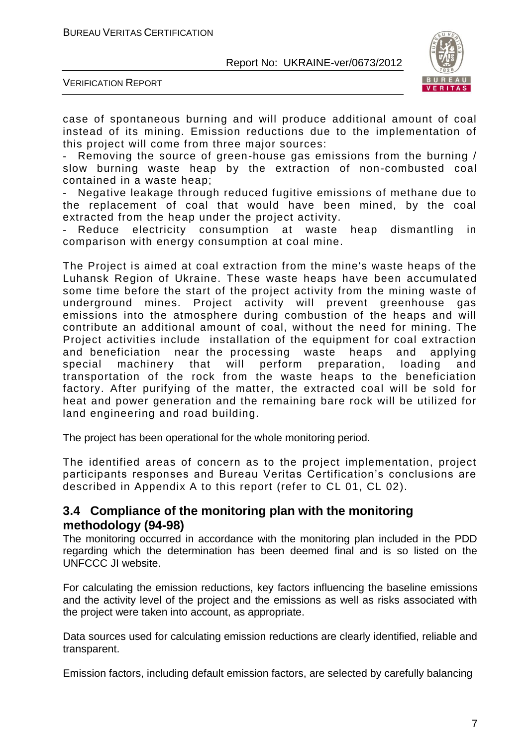case of spontaneous burning and will produce additional amount of coal instead of its mining. Emission reductions due to the implementation of this project will come from three major sources:

- Removing the source of green-house gas emissions from the burning / slow burning waste heap by the extraction of non-combusted coal contained in a waste heap;
- Negative leakage through reduced fugitive emissions of methane due to the replacement of coal that would have been mined, by the coal extracted from the heap under the project activity.
- Reduce electricity consumption at waste heap dismantling in comparison with energy consumption at coal mine.

The Project is aimed at coal extraction from the mine's waste heaps of the Luhansk Region of Ukraine. These waste heaps have been accumulated some time before the start of the project activity from the mining waste of underground mines. Project activity will prevent greenhouse gas emissions into the atmosphere during combustion of the heaps and will contribute an additional amount of coal, without the need for mining. The Project activities include installation of the equipment for coal extraction and beneficiation near the processing waste heaps and applying special machinery that will perform preparation, loading and transportation of the rock from the waste heaps to the beneficiation factory. After purifying of the matter, the extracted coal will be sold for heat and power generation and the remaining bare rock will be utilized for land engineering and road building.

The project has been operational for the whole monitoring period.

The identified areas of concern as to the project implementation, project participants responses and Bureau Veritas Certification's conclusions are described in Appendix A to this report (refer to CL 01, CL 02).

## 3.4 Compliance of the monitoring plan with the monitoring methodology (94-98)

The monitoring occurred in accordance with the monitoring plan included in the PDD regarding which the determination has been deemed final and is so listed on the UNFCCC JI website.

For calculating the emission reductions, key factors influencing the baseline emissions and the activity level of the project and the emissions as well as risks associated with the project were taken into account, as appropriate.

Data sources used for calculating emission reductions are clearly identified, reliable and transparent.

Emission factors, including default emission factors, are selected by carefully balancing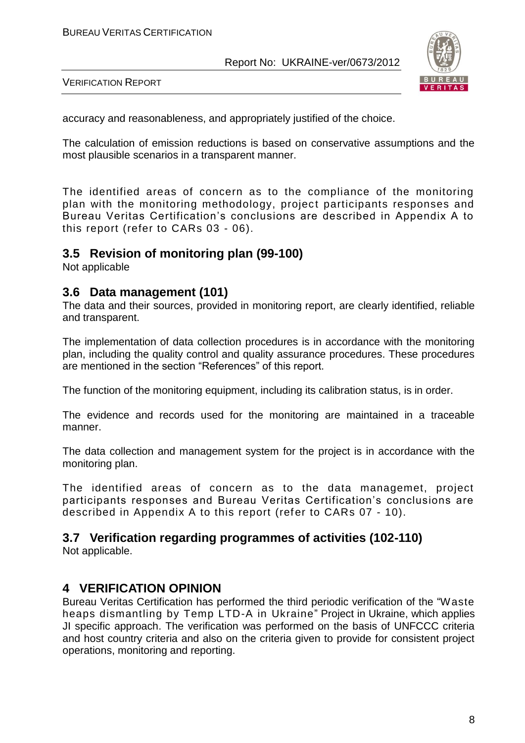accuracy and reasonableness, and appropriately justified of the choice.

The calculation of emission reductions is based on conservative assumptions and the most plausible scenarios in a transparent manner.

The identified areas of concern as to the compliance of the monitoring plan with the monitoring methodology, project participants responses and Bureau Veritas Certification's conclusions are described in Appendix A to this report (refer to CARs 03 - 06).

## 3.5 Revision of monitoring plan (99-100)

Not applicable

## 3.6 Data management (101)

The data and their sources, provided in monitoring report, are clearly identified, reliable and transparent.

The implementation of data collection procedures is in accordance with the monitoring plan, including the quality control and quality assurance procedures. These procedures are mentioned in the section "References" of this report.

The function of the monitoring equipment, including its calibration status, is in order.

The evidence and records used for the monitoring are maintained in a traceable manner.

The data collection and management system for the project is in accordance with the monitoring plan.

The identified areas of concern as to the data managemet, project participants responses and Bureau Veritas Certification's conclusions are described in Appendix A to this report (refer to CARs 07 - 10).

## 3.7 Verification regarding programmes of activities (102-110)

Not applicable.

# 4 VERIFICATION OPINION

Bureau Veritas Certification has performed the third periodic verification of the "Waste heaps dismantling by Temp LTD-A in Ukraine" Project in Ukraine, which applies JI specific approach. The verification was performed on the basis of UNFCCC criteria and host country criteria and also on the criteria given to provide for consistent project operations, monitoring and reporting.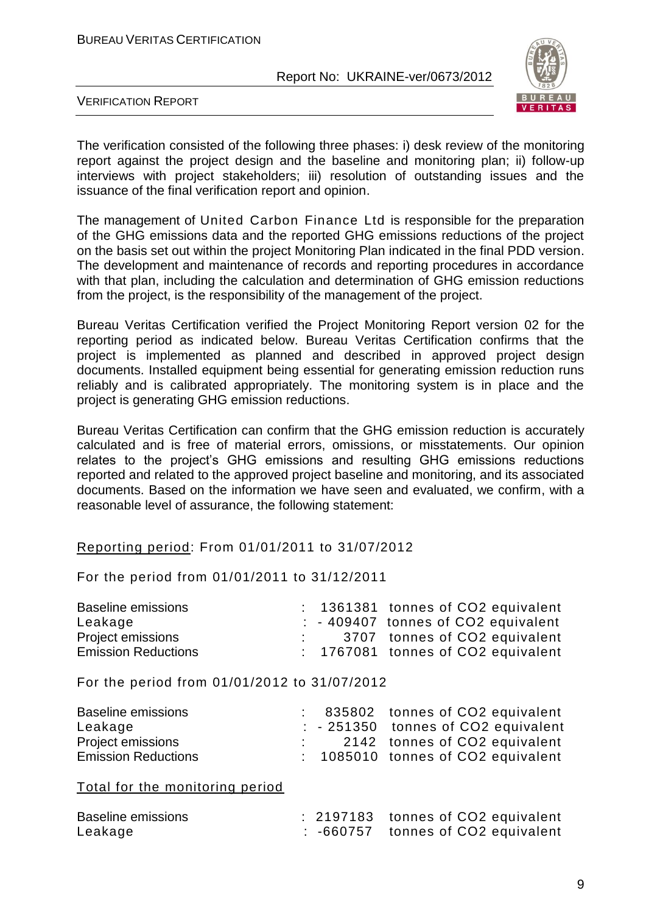The verification consisted of the following three phases: i) desk review of the monitoring report against the project design and the baseline and monitoring plan; ii) follow-up interviews with project stakeholders; iii) resolution of outstanding issues and the issuance of the final verification report and opinion.

The management of United Carbon Finance Ltd is responsible for the preparation of the GHG emissions data and the reported GHG emissions reductions of the project on the basis set out within the project Monitoring Plan indicated in the final PDD version. The development and maintenance of records and reporting procedures in accordance with that plan, including the calculation and determination of GHG emission reductions from the project, is the responsibility of the management of the project.

Bureau Veritas Certification verified the Project Monitoring Report version 02 for the reporting period as indicated below. Bureau Veritas Certification confirms that the project is implemented as planned and described in approved project design documents. Installed equipment being essential for generating emission reduction runs reliably and is calibrated appropriately. The monitoring system is in place and the project is generating GHG emission reductions.

Bureau Veritas Certification can confirm that the GHG emission reduction is accurately calculated and is free of material errors, omissions, or misstatements. Our opinion relates to the project's GHG emissions and resulting GHG emissions reductions reported and related to the approved project baseline and monitoring, and its associated documents. Based on the information we have seen and evaluated, we confirm, with a reasonable level of assurance, the following statement:

<u>Reporting period</u>: From 01/01/2011 to 31/07/2012

For the period from 01/01/2011 to 31/12/2011

| | | |
|---|---|---|
| Baseline emissions | : 1361381 | tonnes of CO2 equivalent |
| Leakage | : - 409407 | tonnes of CO2 equivalent |
| Project emissions | : 3707 | tonnes of CO2 equivalent |
| Emission Reductions | : 1767081 | tonnes of CO2 equivalent |

For the period from 01/01/2012 to 31/07/2012

| | | |
|---|---|---|
| Baseline emissions | : 835802 | tonnes of CO2 equivalent |
| Leakage | : - 251350 | tonnes of CO2 equivalent |
| Project emissions | : 2142 | tonnes of CO2 equivalent |
| Emission Reductions | : 1085010 | tonnes of CO2 equivalent |

<u>Total for the monitoring period</u>

| | | |
|---|---|---|
| Baseline emissions | : 2197183 | tonnes of CO2 equivalent |
| Leakage | : -660757 | tonnes of CO2 equivalent |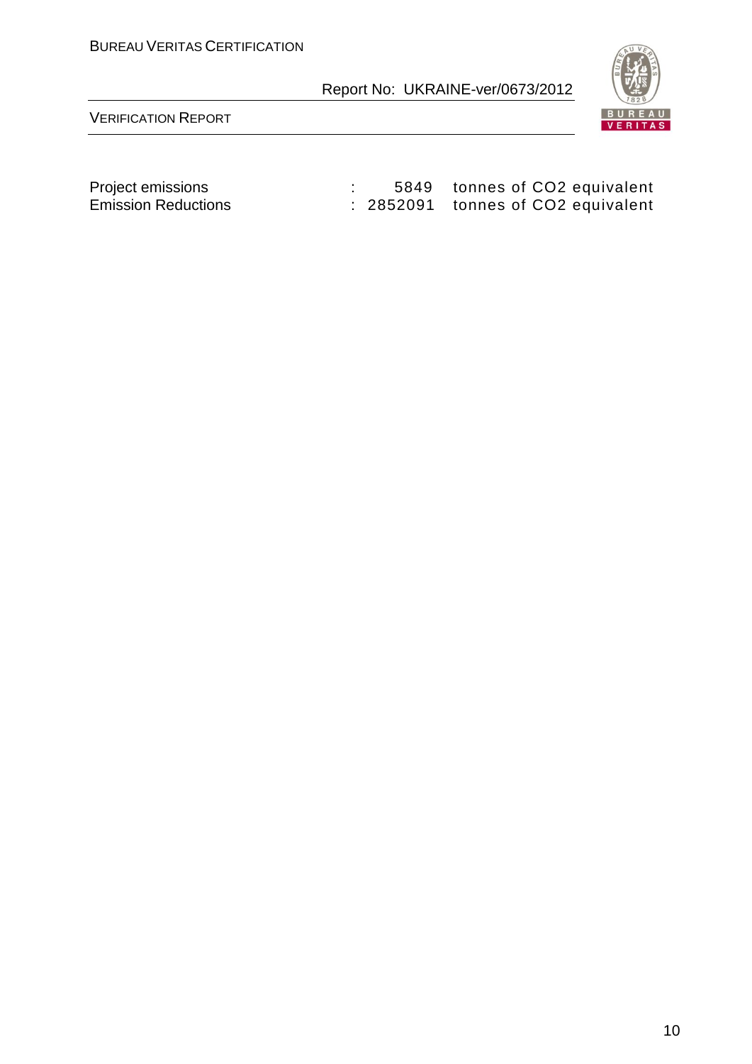| | | | |
|---|---|---|---|
| Project emissions | : | 5849 | tonnes of $CO_2$ equivalent |
| Emission Reductions | : | 2852091 | tonnes of $CO_2$ equivalent |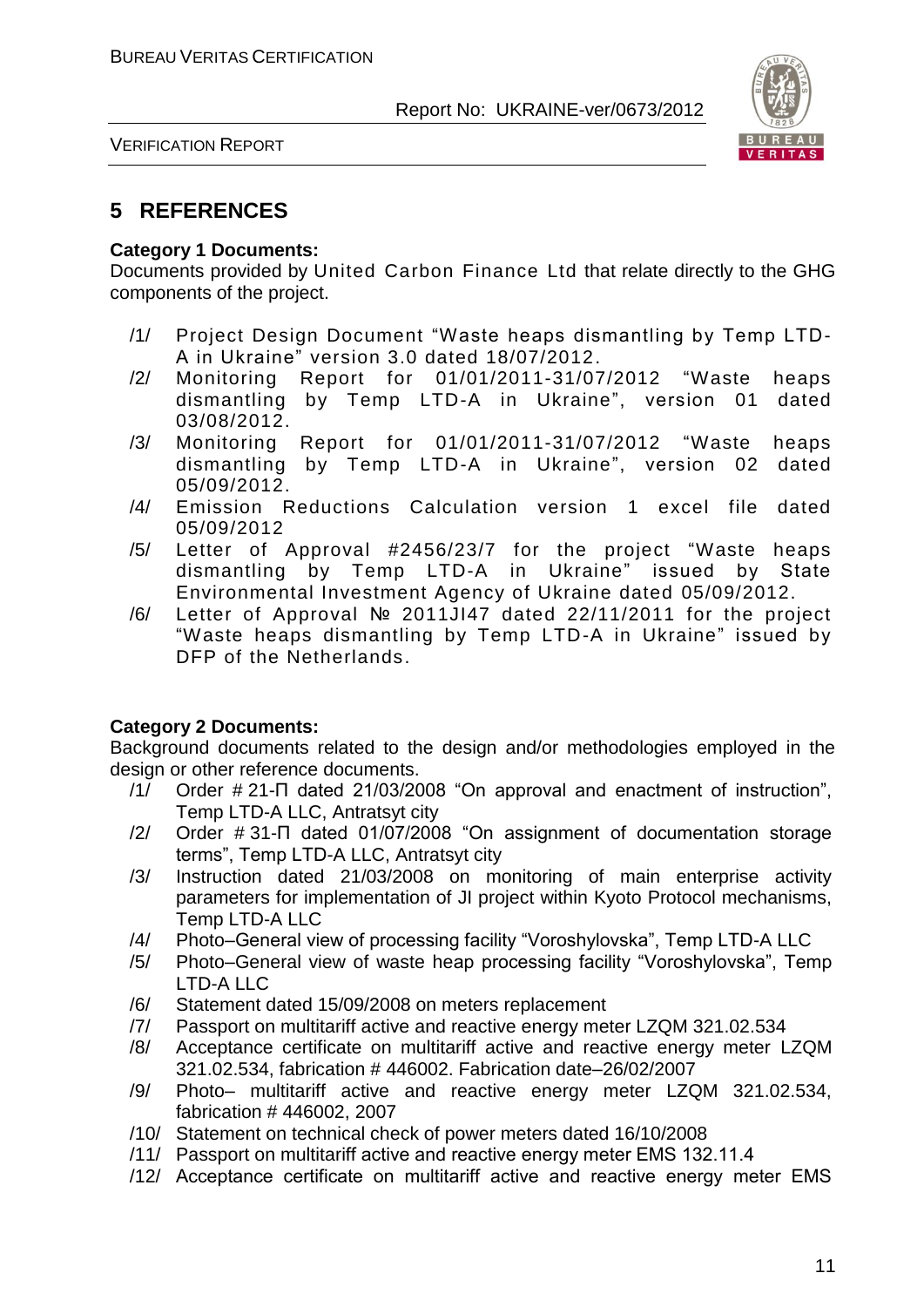## 5 REFERENCES

**Category 1 Documents:**
Documents provided by United Carbon Finance Ltd that relate directly to the GHG components of the project.

/1/ Project Design Document "Waste heaps dismantling by Temp LTD-A in Ukraine" version 3.0 dated 18/07/2012.
/2/ Monitoring Report for 01/01/2011-31/07/2012 "Waste heaps dismantling by Temp LTD-A in Ukraine", version 01 dated 03/08/2012.
/3/ Monitoring Report for 01/01/2011-31/07/2012 "Waste heaps dismantling by Temp LTD-A in Ukraine", version 02 dated 05/09/2012.
/4/ Emission Reductions Calculation version 1 excel file dated 05/09/2012
/5/ Letter of Approval #2456/23/7 for the project "Waste heaps dismantling by Temp LTD-A in Ukraine" issued by State Environmental Investment Agency of Ukraine dated 05/09/2012.
/6/ Letter of Approval № 2011JI47 dated 22/11/2011 for the project "Waste heaps dismantling by Temp LTD-A in Ukraine" issued by DFP of the Netherlands.

**Category 2 Documents:**
Background documents related to the design and/or methodologies employed in the design or other reference documents.

/1/ Order # 21-П dated 21/03/2008 "On approval and enactment of instruction", Temp LTD-A LLC, Antratsyt city
/2/ Order # 31-П dated 01/07/2008 "On assignment of documentation storage terms", Temp LTD-A LLC, Antratsyt city
/3/ Instruction dated 21/03/2008 on monitoring of main enterprise activity parameters for implementation of JI project within Kyoto Protocol mechanisms, Temp LTD-A LLC
/4/ Photo–General view of processing facility "Voroshylovska", Temp LTD-A LLC
/5/ Photo–General view of waste heap processing facility "Voroshylovska", Temp LTD-A LLC
/6/ Statement dated 15/09/2008 on meters replacement
/7/ Passport on multitariff active and reactive energy meter LZQM 321.02.534
/8/ Acceptance certificate on multitariff active and reactive energy meter LZQM 321.02.534, fabrication # 446002. Fabrication date–26/02/2007
/9/ Photo– multitariff active and reactive energy meter LZQM 321.02.534, fabrication # 446002, 2007
/10/ Statement on technical check of power meters dated 16/10/2008
/11/ Passport on multitariff active and reactive energy meter EMS 132.11.4
/12/ Acceptance certificate on multitariff active and reactive energy meter EMS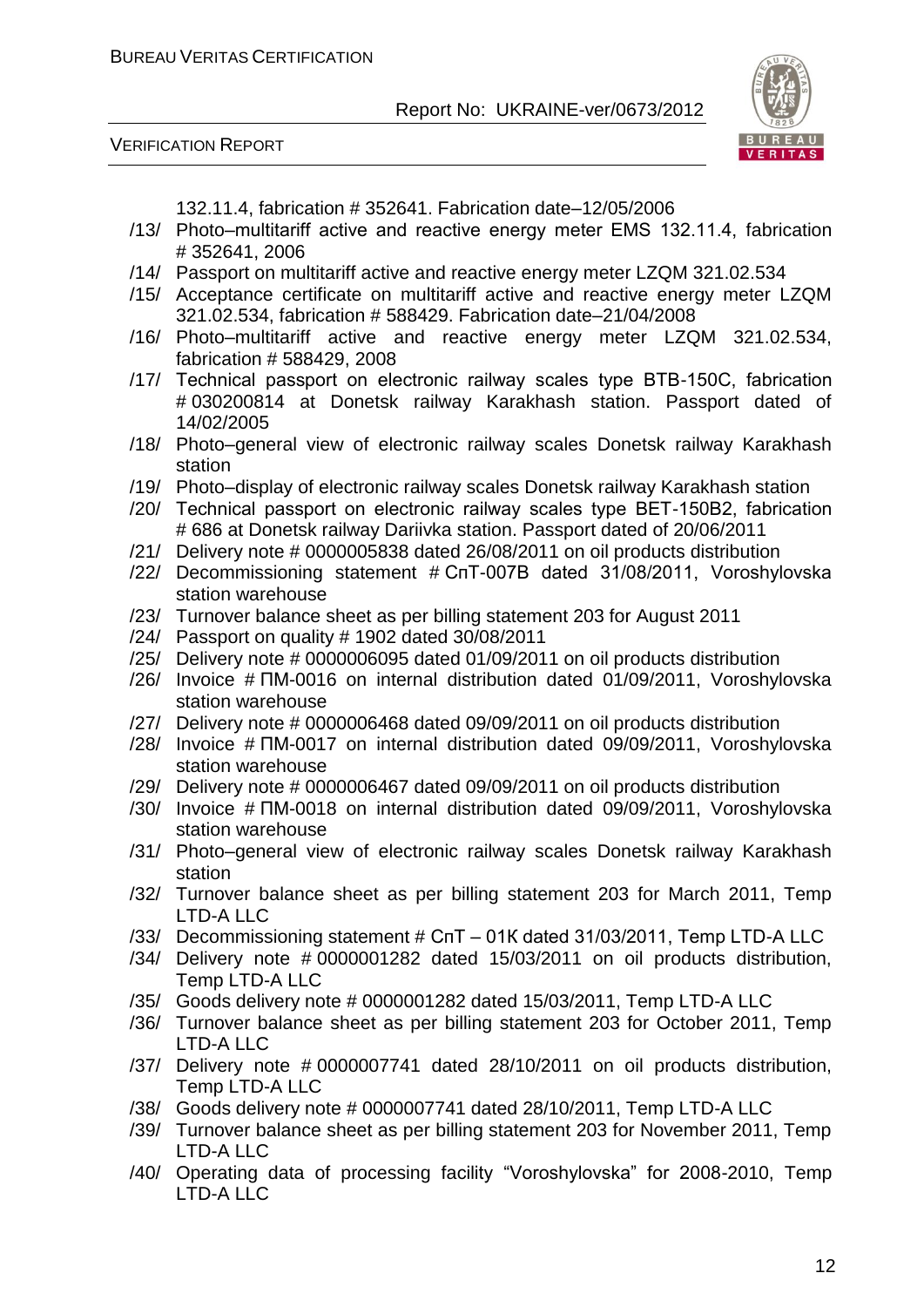132.11.4, fabrication # 352641. Fabrication date–12/05/2006

/13/ Photo–multitariff active and reactive energy meter EMS 132.11.4, fabrication # 352641, 2006

/14/ Passport on multitariff active and reactive energy meter LZQM 321.02.534

/15/ Acceptance certificate on multitariff active and reactive energy meter LZQM 321.02.534, fabrication # 588429. Fabrication date–21/04/2008

/16/ Photo–multitariff active and reactive energy meter LZQM 321.02.534, fabrication # 588429, 2008

/17/ Technical passport on electronic railway scales type BTB-150C, fabrication # 030200814 at Donetsk railway Karakhash station. Passport dated of 14/02/2005

/18/ Photo–general view of electronic railway scales Donetsk railway Karakhash station

/19/ Photo–display of electronic railway scales Donetsk railway Karakhash station

/20/ Technical passport on electronic railway scales type BET-150B2, fabrication # 686 at Donetsk railway Dariivka station. Passport dated of 20/06/2011

/21/ Delivery note # 0000005838 dated 26/08/2011 on oil products distribution

/22/ Decommissioning statement # СпТ-007В dated 31/08/2011, Voroshylovska station warehouse

/23/ Turnover balance sheet as per billing statement 203 for August 2011

/24/ Passport on quality # 1902 dated 30/08/2011

/25/ Delivery note # 0000006095 dated 01/09/2011 on oil products distribution

/26/ Invoice # ПМ-0016 on internal distribution dated 01/09/2011, Voroshylovska station warehouse

/27/ Delivery note # 0000006468 dated 09/09/2011 on oil products distribution

/28/ Invoice # ПМ-0017 on internal distribution dated 09/09/2011, Voroshylovska station warehouse

/29/ Delivery note # 0000006467 dated 09/09/2011 on oil products distribution

/30/ Invoice # ПМ-0018 on internal distribution dated 09/09/2011, Voroshylovska station warehouse

/31/ Photo–general view of electronic railway scales Donetsk railway Karakhash station

/32/ Turnover balance sheet as per billing statement 203 for March 2011, Temp LTD-A LLC

/33/ Decommissioning statement # СпТ – 01К dated 31/03/2011, Temp LTD-A LLC

/34/ Delivery note # 0000001282 dated 15/03/2011 on oil products distribution, Temp LTD-A LLC

/35/ Goods delivery note # 0000001282 dated 15/03/2011, Temp LTD-A LLC

/36/ Turnover balance sheet as per billing statement 203 for October 2011, Temp LTD-A LLC

/37/ Delivery note # 0000007741 dated 28/10/2011 on oil products distribution, Temp LTD-A LLC

/38/ Goods delivery note # 0000007741 dated 28/10/2011, Temp LTD-A LLC

/39/ Turnover balance sheet as per billing statement 203 for November 2011, Temp LTD-A LLC

/40/ Operating data of processing facility "Voroshylovska" for 2008-2010, Temp LTD-A LLC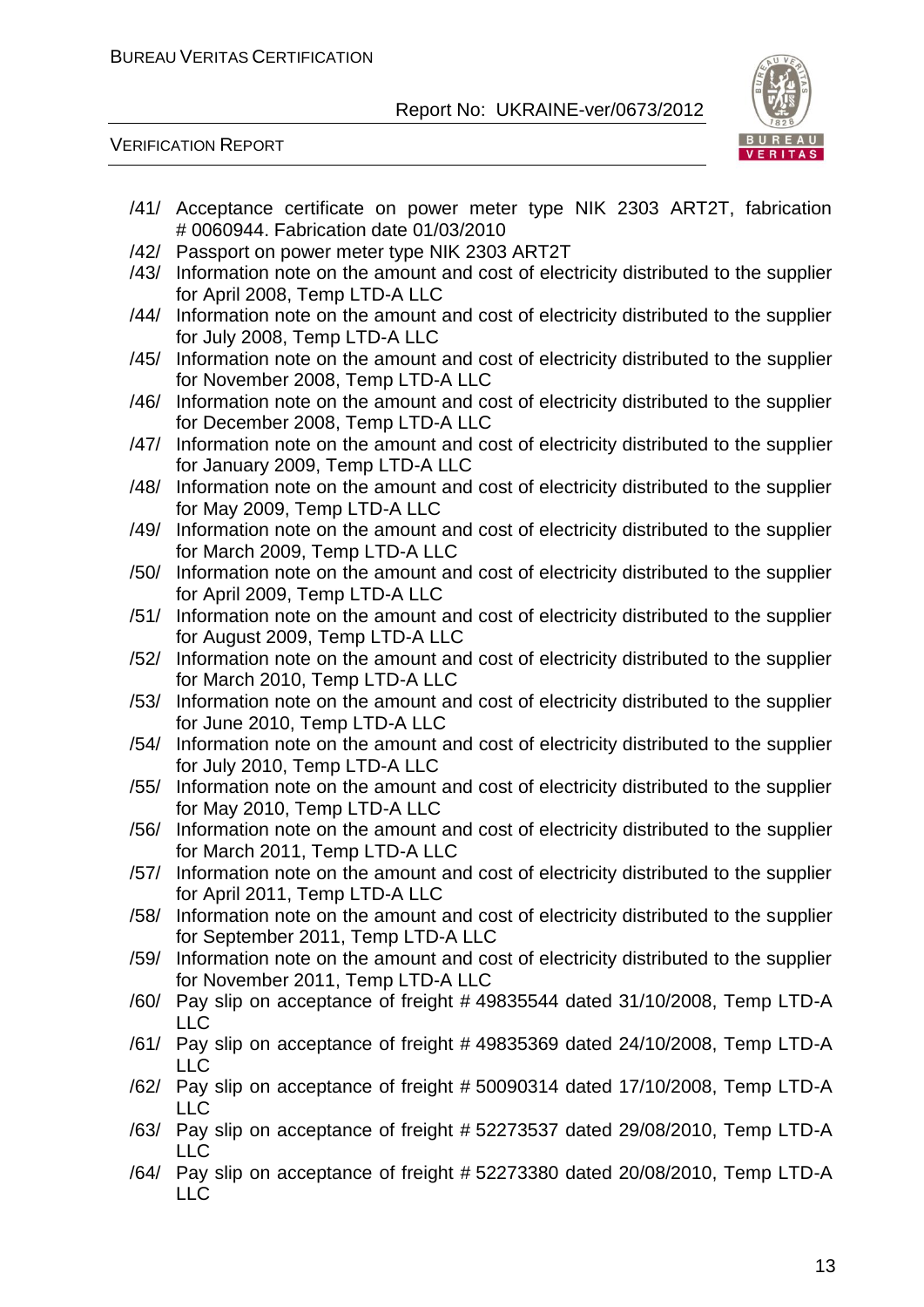/41/ Acceptance certificate on power meter type NIK 2303 ART2T, fabrication # 0060944. Fabrication date 01/03/2010

/42/ Passport on power meter type NIK 2303 ART2T

/43/ Information note on the amount and cost of electricity distributed to the supplier for April 2008, Temp LTD-A LLC

/44/ Information note on the amount and cost of electricity distributed to the supplier for July 2008, Temp LTD-A LLC

/45/ Information note on the amount and cost of electricity distributed to the supplier for November 2008, Temp LTD-A LLC

/46/ Information note on the amount and cost of electricity distributed to the supplier for December 2008, Temp LTD-A LLC

/47/ Information note on the amount and cost of electricity distributed to the supplier for January 2009, Temp LTD-A LLC

/48/ Information note on the amount and cost of electricity distributed to the supplier for May 2009, Temp LTD-A LLC

/49/ Information note on the amount and cost of electricity distributed to the supplier for March 2009, Temp LTD-A LLC

/50/ Information note on the amount and cost of electricity distributed to the supplier for April 2009, Temp LTD-A LLC

/51/ Information note on the amount and cost of electricity distributed to the supplier for August 2009, Temp LTD-A LLC

/52/ Information note on the amount and cost of electricity distributed to the supplier for March 2010, Temp LTD-A LLC

/53/ Information note on the amount and cost of electricity distributed to the supplier for June 2010, Temp LTD-A LLC

/54/ Information note on the amount and cost of electricity distributed to the supplier for July 2010, Temp LTD-A LLC

/55/ Information note on the amount and cost of electricity distributed to the supplier for May 2010, Temp LTD-A LLC

/56/ Information note on the amount and cost of electricity distributed to the supplier for March 2011, Temp LTD-A LLC

/57/ Information note on the amount and cost of electricity distributed to the supplier for April 2011, Temp LTD-A LLC

/58/ Information note on the amount and cost of electricity distributed to the supplier for September 2011, Temp LTD-A LLC

/59/ Information note on the amount and cost of electricity distributed to the supplier for November 2011, Temp LTD-A LLC

/60/ Pay slip on acceptance of freight # 49835544 dated 31/10/2008, Temp LTD-A LLC

/61/ Pay slip on acceptance of freight # 49835369 dated 24/10/2008, Temp LTD-A LLC

/62/ Pay slip on acceptance of freight # 50090314 dated 17/10/2008, Temp LTD-A LLC

/63/ Pay slip on acceptance of freight # 52273537 dated 29/08/2010, Temp LTD-A LLC

/64/ Pay slip on acceptance of freight # 52273380 dated 20/08/2010, Temp LTD-A LLC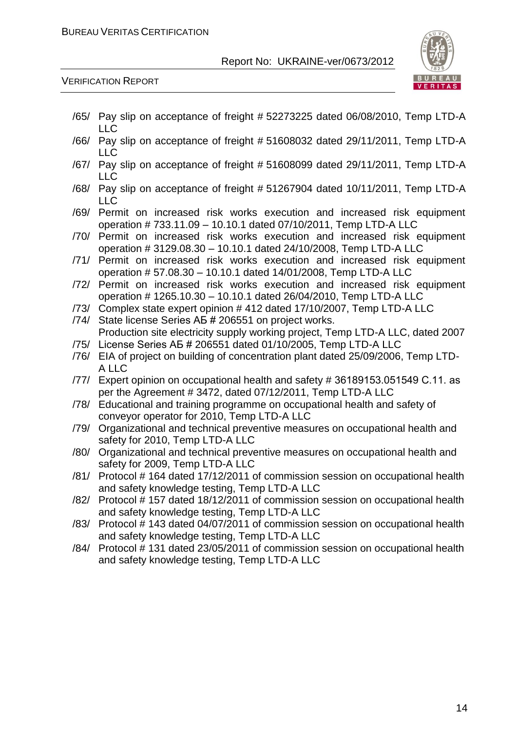/65/ Pay slip on acceptance of freight # 52273225 dated 06/08/2010, Temp LTD-A LLC

/66/ Pay slip on acceptance of freight # 51608032 dated 29/11/2011, Temp LTD-A LLC

/67/ Pay slip on acceptance of freight # 51608099 dated 29/11/2011, Temp LTD-A LLC

/68/ Pay slip on acceptance of freight # 51267904 dated 10/11/2011, Temp LTD-A LLC

/69/ Permit on increased risk works execution and increased risk equipment operation # 733.11.09 – 10.10.1 dated 07/10/2011, Temp LTD-A LLC

/70/ Permit on increased risk works execution and increased risk equipment operation # 3129.08.30 – 10.10.1 dated 24/10/2008, Temp LTD-A LLC

/71/ Permit on increased risk works execution and increased risk equipment operation # 57.08.30 – 10.10.1 dated 14/01/2008, Temp LTD-A LLC

/72/ Permit on increased risk works execution and increased risk equipment operation # 1265.10.30 – 10.10.1 dated 26/04/2010, Temp LTD-A LLC

/73/ Complex state expert opinion # 412 dated 17/10/2007, Temp LTD-A LLC

/74/ State license Series АБ # 206551 on project works.
Production site electricity supply working project, Temp LTD-A LLC, dated 2007

/75/ License Series АБ # 206551 dated 01/10/2005, Temp LTD-A LLC

/76/ EIA of project on building of concentration plant dated 25/09/2006, Temp LTD-A LLC

/77/ Expert opinion on occupational health and safety # 36189153.051549 C.11. as per the Agreement # 3472, dated 07/12/2011, Temp LTD-A LLC

/78/ Educational and training programme on occupational health and safety of conveyor operator for 2010, Temp LTD-A LLC

/79/ Organizational and technical preventive measures on occupational health and safety for 2010, Temp LTD-A LLC

/80/ Organizational and technical preventive measures on occupational health and safety for 2009, Temp LTD-A LLC

/81/ Protocol # 164 dated 17/12/2011 of commission session on occupational health and safety knowledge testing, Temp LTD-A LLC

/82/ Protocol # 157 dated 18/12/2011 of commission session on occupational health and safety knowledge testing, Temp LTD-A LLC

/83/ Protocol # 143 dated 04/07/2011 of commission session on occupational health and safety knowledge testing, Temp LTD-A LLC

/84/ Protocol # 131 dated 23/05/2011 of commission session on occupational health and safety knowledge testing, Temp LTD-A LLC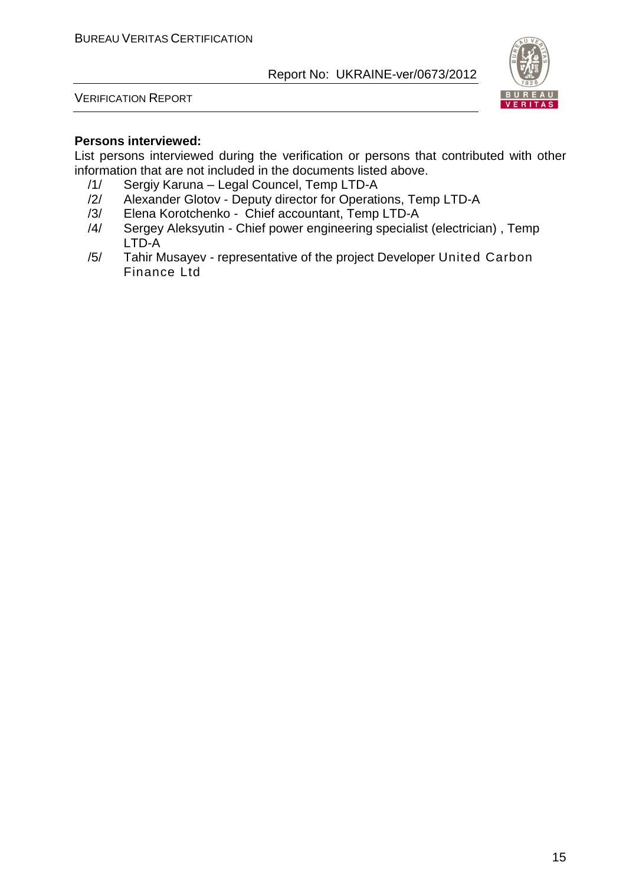**Persons interviewed:**

List persons interviewed during the verification or persons that contributed with other information that are not included in the documents listed above.

/1/ Sergiy Karuna – Legal Councel, Temp LTD-A

/2/ Alexander Glotov - Deputy director for Operations, Temp LTD-A

/3/ Elena Korotchenko - Chief accountant, Temp LTD-A

/4/ Sergey Aleksyutin - Chief power engineering specialist (electrician) , Temp LTD-A

/5/ Tahir Musayev - representative of the project Developer United Carbon Finance Ltd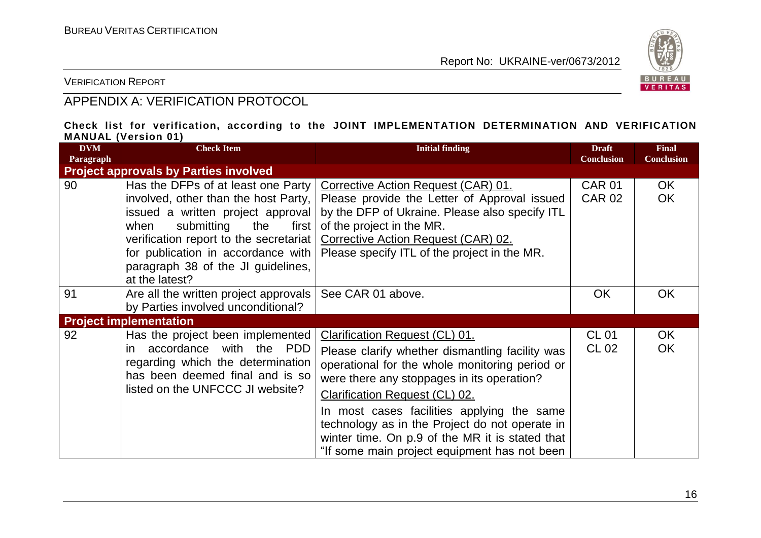## APPENDIX A: VERIFICATION PROTOCOL

**Check list for verification, according to the JOINT IMPLEMENTATION DETERMINATION AND VERIFICATION MANUAL (Version 01)**

| DVM Paragraph | Check Item | Initial finding | Draft Conclusion | Final Conclusion |
|---|---|---|---|---|
| **Project approvals by Parties involved** | | | | |
| 90 | Has the DFPs of at least one Party involved, other than the host Party, issued a written project approval when submitting the first verification report to the secretariat for publication in accordance with paragraph 38 of the JI guidelines, at the latest? | Corrective Action Request (CAR) 01.<br>Please provide the Letter of Approval issued by the DFP of Ukraine. Please also specify ITL of the project in the MR.<br>Corrective Action Request (CAR) 02.<br>Please specify ITL of the project in the MR. | CAR 01<br>CAR 02 | OK<br>OK |
| 91 | Are all the written project approvals by Parties involved unconditional? | See CAR 01 above. | OK | OK |
| **Project implementation** | | | | |
| 92 | Has the project been implemented in accordance with the PDD regarding which the determination has been deemed final and is so listed on the UNFCCC JI website? | Clarification Request (CL) 01.<br>Please clarify whether dismantling facility was operational for the whole monitoring period or were there any stoppages in its operation?<br>Clarification Request (CL) 02.<br>In most cases facilities applying the same technology as in the Project do not operate in winter time. On p.9 of the MR it is stated that "If some main project equipment has not been | CL 01<br>CL 02 | OK<br>OK |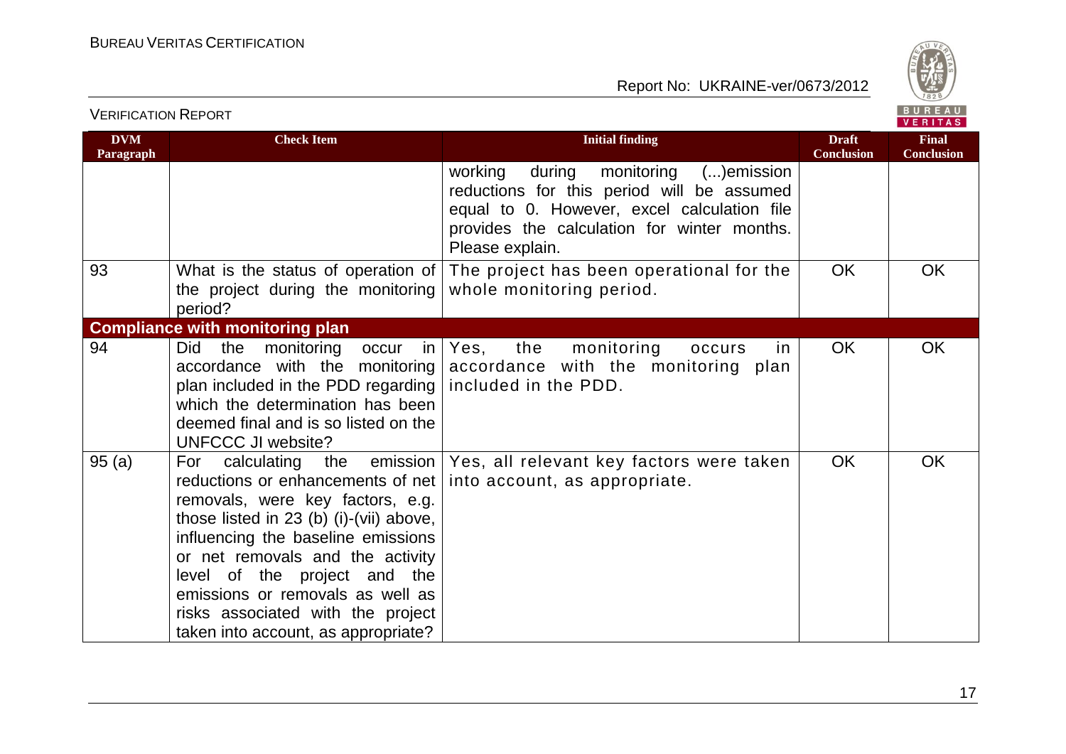| DVM Paragraph | Check Item | Initial finding | Draft Conclusion | Final Conclusion |
|---|---|---|---|---|
| | | working during monitoring (...)emission reductions for this period will be assumed equal to 0. However, excel calculation file provides the calculation for winter months. Please explain. | | |
| 93 | What is the status of operation of the project during the monitoring period? | The project has been operational for the whole monitoring period. | OK | OK |
| **Compliance with monitoring plan** | | | | |
| 94 | Did the monitoring occur in accordance with the monitoring plan included in the PDD regarding which the determination has been deemed final and is so listed on the UNFCCC JI website? | Yes, the monitoring occurs in accordance with the monitoring plan included in the PDD. | OK | OK |
| 95 (a) | For calculating the emission reductions or enhancements of net removals, were key factors, e.g. those listed in 23 (b) (i)-(vii) above, influencing the baseline emissions or net removals and the activity level of the project and the emissions or removals as well as risks associated with the project taken into account, as appropriate? | Yes, all relevant key factors were taken into account, as appropriate. | OK | OK |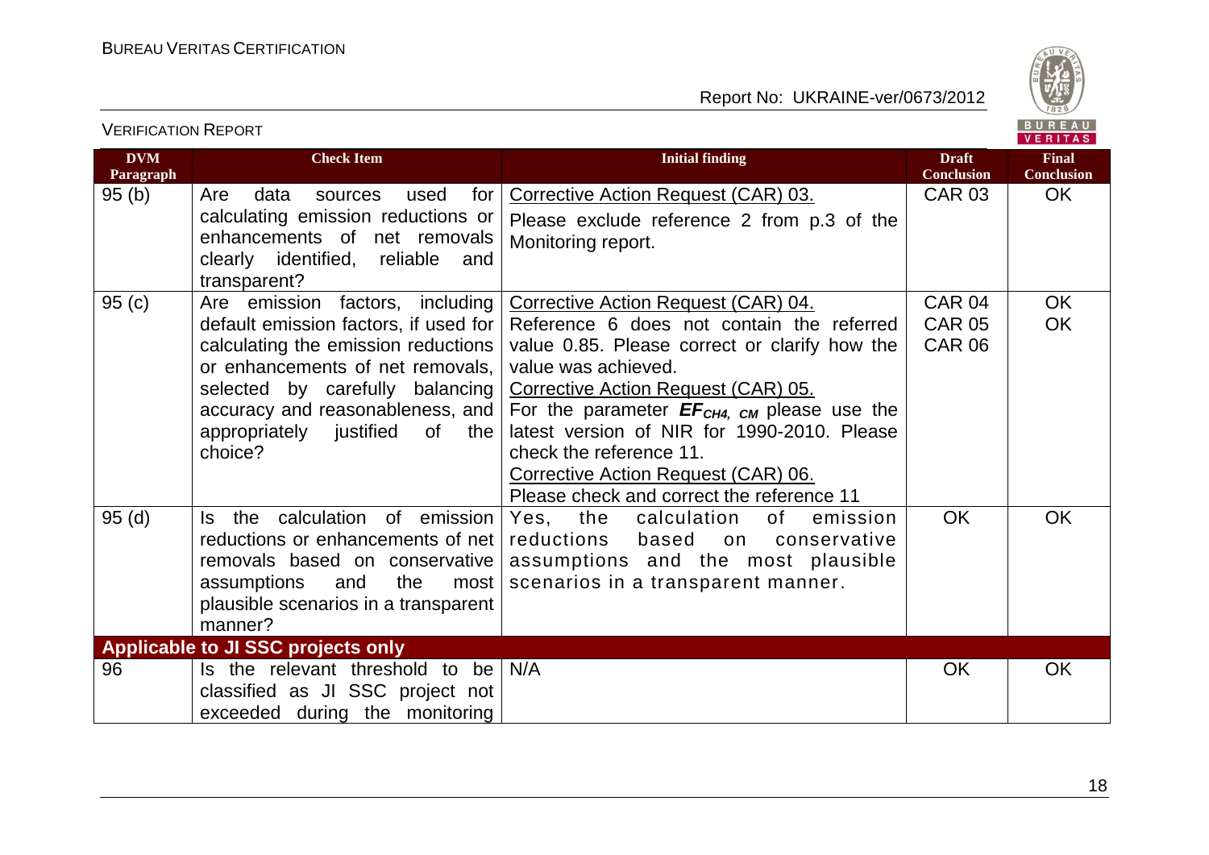| DVM Paragraph | Check Item | Initial finding | Draft Conclusion | Final Conclusion |
|---|---|---|---|---|
| 95 (b) | Are data sources used for calculating emission reductions or enhancements of net removals clearly identified, reliable and transparent? | Corrective Action Request (CAR) 03.<br>Please exclude reference 2 from p.3 of the Monitoring report. | CAR 03 | OK |
| 95 (c) | Are emission factors, including default emission factors, if used for calculating the emission reductions or enhancements of net removals, selected by carefully balancing accuracy and reasonableness, and appropriately justified of the choice? | Corrective Action Request (CAR) 04.<br>Reference 6 does not contain the referred value 0.85. Please correct or clarify how the value was achieved.<br>Corrective Action Request (CAR) 05.<br>For the parameter $\boldsymbol{EF_{CH4,\ CM}}$ please use the latest version of NIR for 1990-2010. Please check the reference 11.<br>Corrective Action Request (CAR) 06.<br>Please check and correct the reference 11 | CAR 04<br>CAR 05<br>CAR 06 | OK<br>OK |
| 95 (d) | Is the calculation of emission reductions or enhancements of net removals based on conservative assumptions and the most plausible scenarios in a transparent manner? | Yes, the calculation of emission reductions based on conservative assumptions and the most plausible scenarios in a transparent manner. | OK | OK |
| **Applicable to JI SSC projects only** | | | | |
| 96 | Is the relevant threshold to be classified as JI SSC project not exceeded during the monitoring | N/A | OK | OK |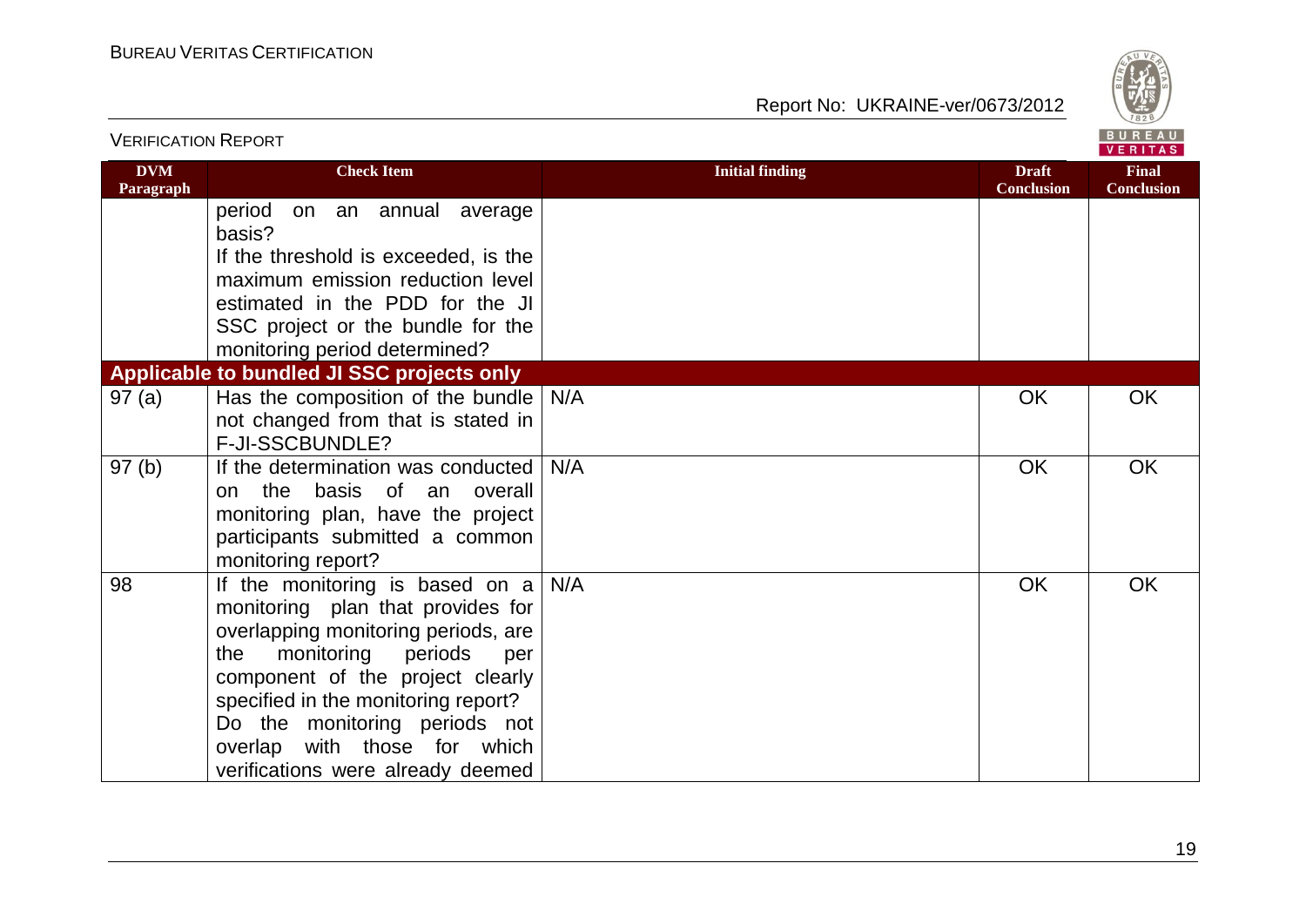| DVM Paragraph | Check Item | Initial finding | Draft Conclusion | Final Conclusion |
|---|---|---|---|---|
| | period on an annual average basis? If the threshold is exceeded, is the maximum emission reduction level estimated in the PDD for the JI SSC project or the bundle for the monitoring period determined? | | | |
| **Applicable to bundled JI SSC projects only** | | | | |
| 97 (a) | Has the composition of the bundle not changed from that is stated in F-JI-SSCBUNDLE? | N/A | OK | OK |
| 97 (b) | If the determination was conducted on the basis of an overall monitoring plan, have the project participants submitted a common monitoring report? | N/A | OK | OK |
| 98 | If the monitoring is based on a monitoring plan that provides for overlapping monitoring periods, are the monitoring periods per component of the project clearly specified in the monitoring report? Do the monitoring periods not overlap with those for which verifications were already deemed | N/A | OK | OK |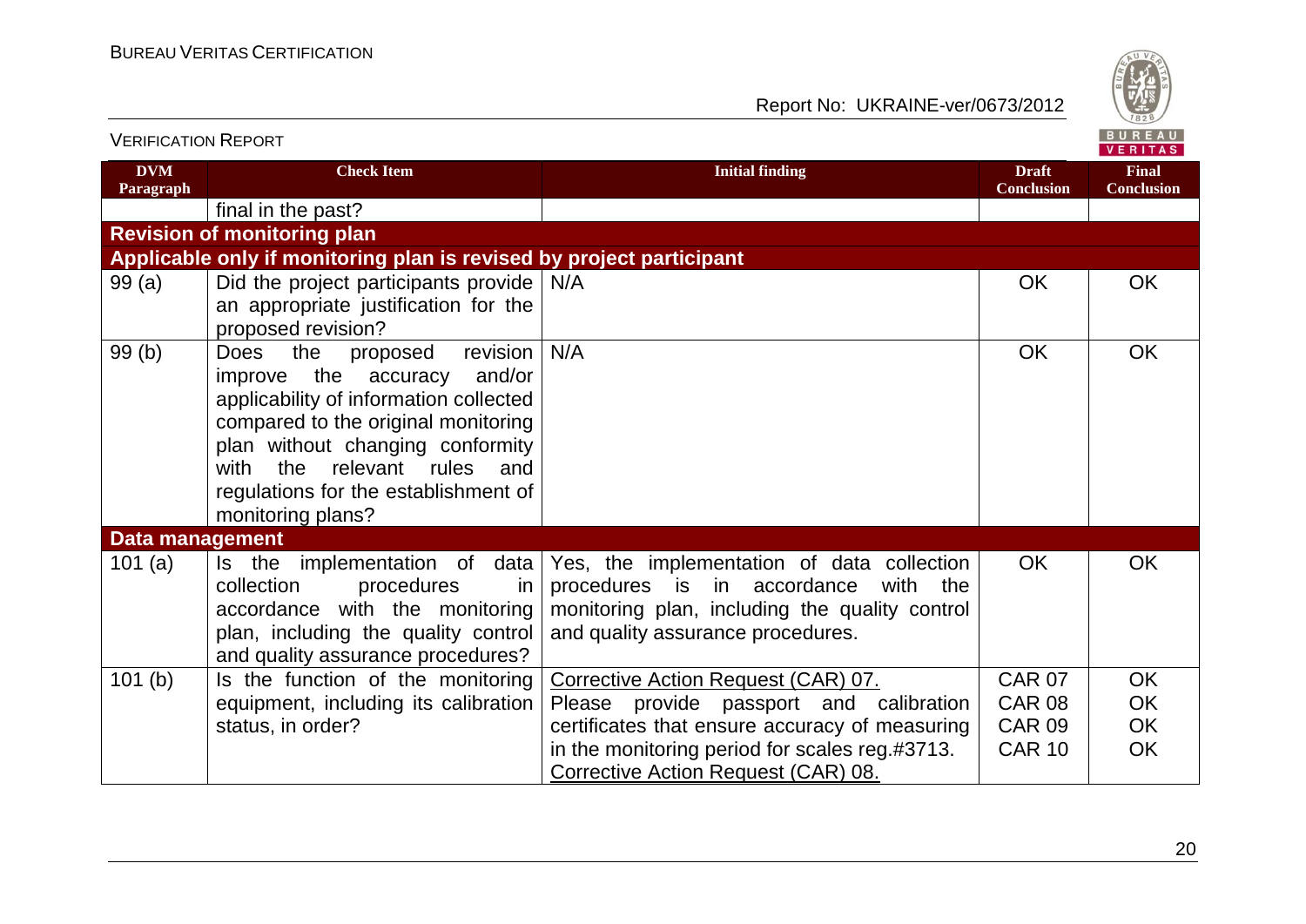| DVM Paragraph | Check Item | Initial finding | Draft Conclusion | Final Conclusion |
|---|---|---|---|---|
| | final in the past? | | | |
| **Revision of monitoring plan** | | | | |
| **Applicable only if monitoring plan is revised by project participant** | | | | |
| 99 (a) | Did the project participants provide an appropriate justification for the proposed revision? | N/A | OK | OK |
| 99 (b) | Does the proposed revision improve the accuracy and/or applicability of information collected compared to the original monitoring plan without changing conformity with the relevant rules and regulations for the establishment of monitoring plans? | N/A | OK | OK |
| **Data management** | | | | |
| 101 (a) | Is the implementation of data collection procedures in accordance with the monitoring plan, including the quality control and quality assurance procedures? | Yes, the implementation of data collection procedures is in accordance with the monitoring plan, including the quality control and quality assurance procedures. | OK | OK |
| 101 (b) | Is the function of the monitoring equipment, including its calibration status, in order? | Corrective Action Request (CAR) 07.<br>Please provide passport and calibration certificates that ensure accuracy of measuring in the monitoring period for scales reg.#3713.<br>Corrective Action Request (CAR) 08. | CAR 07<br>CAR 08<br>CAR 09<br>CAR 10 | OK<br>OK<br>OK<br>OK |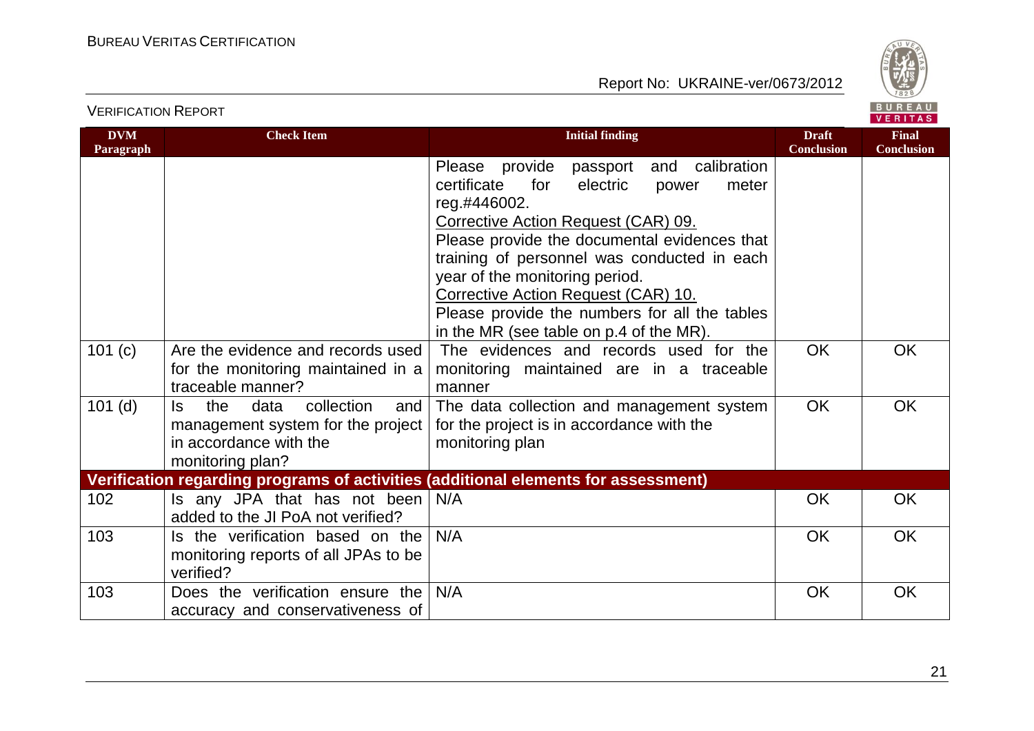| DVM Paragraph | Check Item | Initial finding | Draft Conclusion | Final Conclusion |
|---|---|---|---|---|
| | | Please provide passport and calibration certificate for electric power meter reg.#446002.<br>Corrective Action Request (CAR) 09.<br>Please provide the documental evidences that training of personnel was conducted in each year of the monitoring period.<br>Corrective Action Request (CAR) 10.<br>Please provide the numbers for all the tables in the MR (see table on p.4 of the MR). | | |
| 101 (c) | Are the evidence and records used for the monitoring maintained in a traceable manner? | The evidences and records used for the monitoring maintained are in a traceable manner | OK | OK |
| 101 (d) | Is the data collection and management system for the project in accordance with the monitoring plan? | The data collection and management system for the project is in accordance with the monitoring plan | OK | OK |
| **Verification regarding programs of activities (additional elements for assessment)** | | | | |
| 102 | Is any JPA that has not been added to the JI PoA not verified? | N/A | OK | OK |
| 103 | Is the verification based on the monitoring reports of all JPAs to be verified? | N/A | OK | OK |
| 103 | Does the verification ensure the accuracy and conservativeness of | N/A | OK | OK |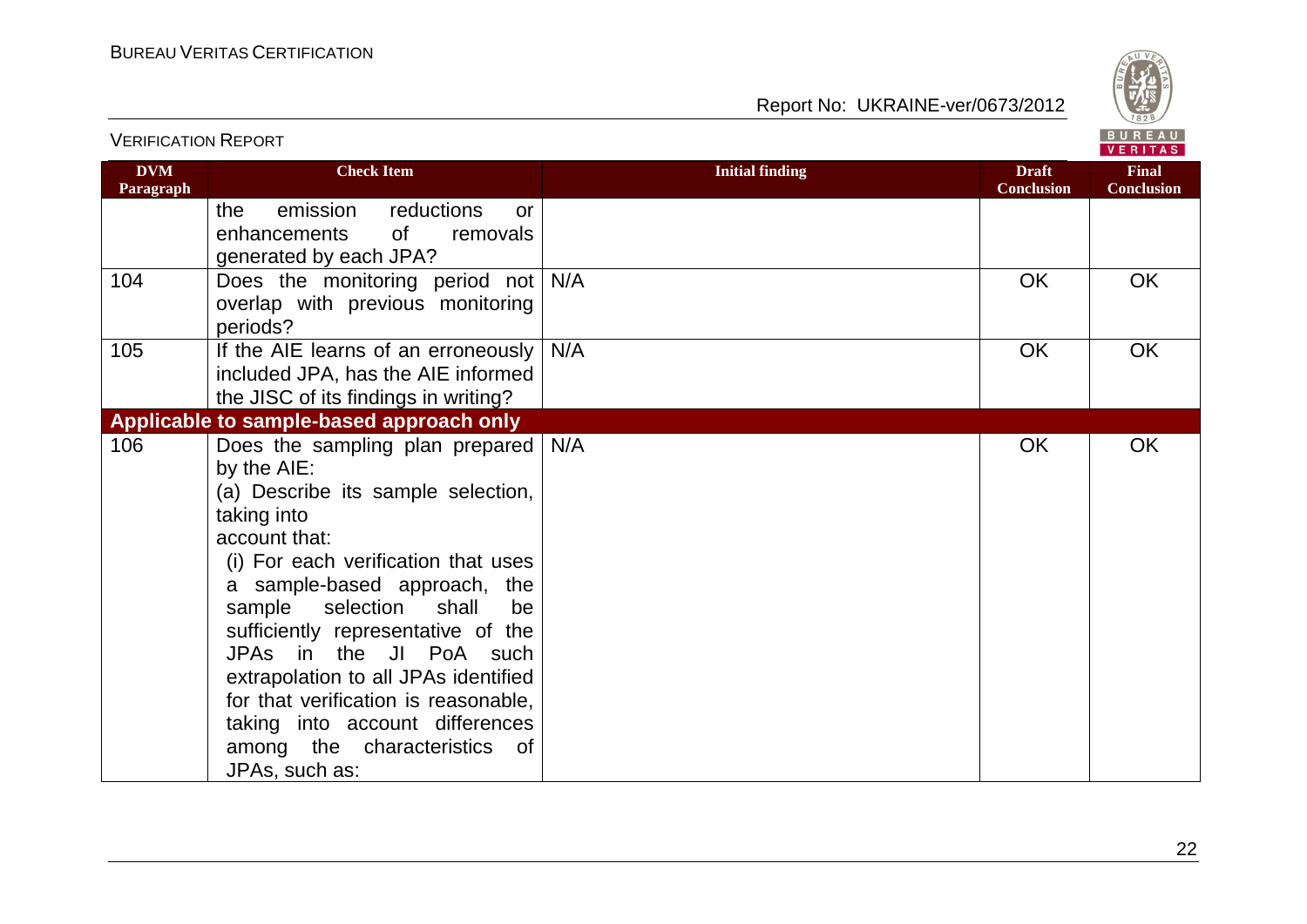| DVM Paragraph | Check Item | Initial finding | Draft Conclusion | Final Conclusion |
|---|---|---|---|---|
| | the emission reductions or enhancements of removals generated by each JPA? | | | |
| 104 | Does the monitoring period not overlap with previous monitoring periods? | N/A | OK | OK |
| 105 | If the AIE learns of an erroneously included JPA, has the AIE informed the JISC of its findings in writing? | N/A | OK | OK |
| **Applicable to sample-based approach only** | | | | |
| 106 | Does the sampling plan prepared by the AIE:<br>(a) Describe its sample selection, taking into account that:<br>(i) For each verification that uses a sample-based approach, the sample selection shall be sufficiently representative of the JPAs in the JI PoA such extrapolation to all JPAs identified for that verification is reasonable, taking into account differences among the characteristics of JPAs, such as: | N/A | OK | OK |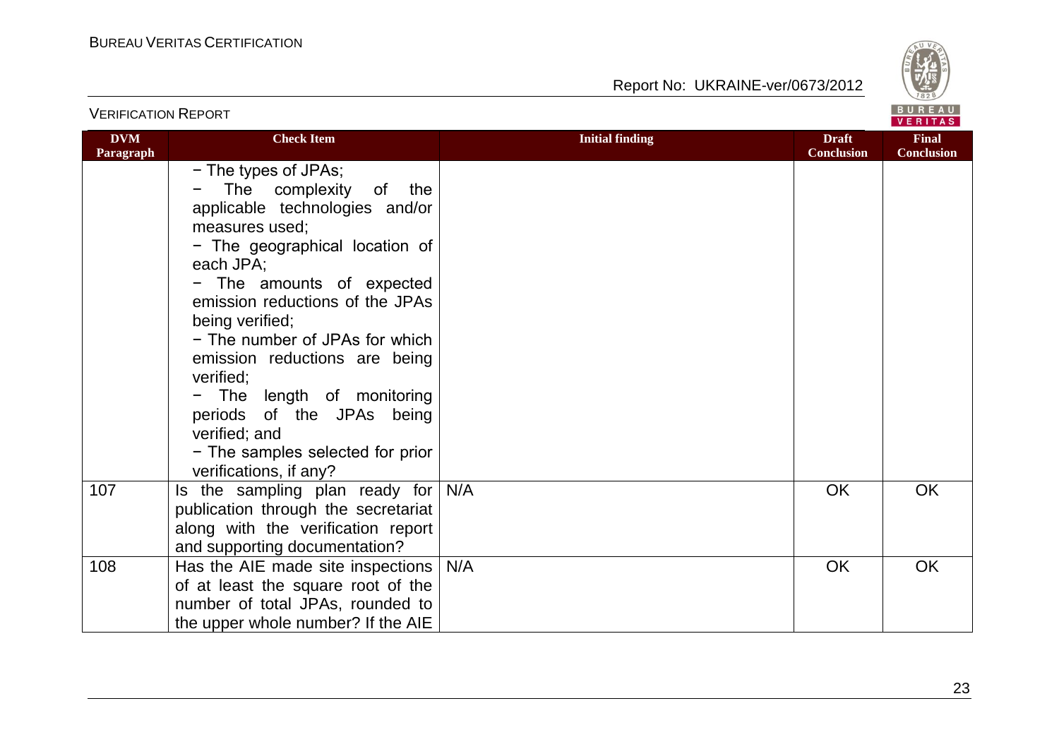| DVM Paragraph | Check Item | Initial finding | Draft Conclusion | Final Conclusion |
|---|---|---|---|---|
| | − The types of JPAs;<br>− The complexity of the applicable technologies and/or measures used;<br>− The geographical location of each JPA;<br>− The amounts of expected emission reductions of the JPAs being verified;<br>− The number of JPAs for which emission reductions are being verified;<br>− The length of monitoring periods of the JPAs being verified; and<br>− The samples selected for prior verifications, if any? | | | |
| 107 | Is the sampling plan ready for publication through the secretariat along with the verification report and supporting documentation? | N/A | OK | OK |
| 108 | Has the AIE made site inspections of at least the square root of the number of total JPAs, rounded to the upper whole number? If the AIE | N/A | OK | OK |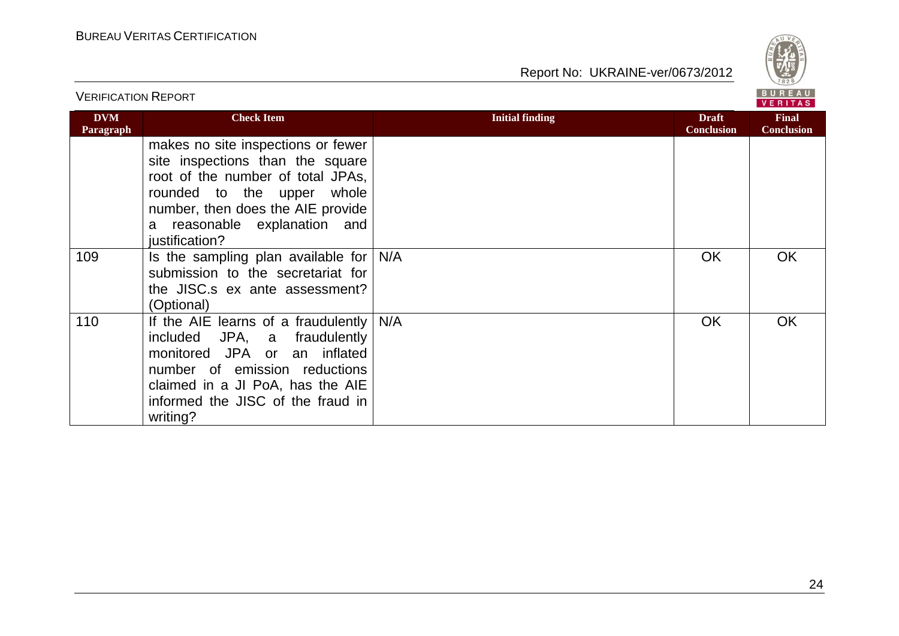| DVM Paragraph | Check Item | Initial finding | Draft Conclusion | Final Conclusion |
|---|---|---|---|---|
| | makes no site inspections or fewer site inspections than the square root of the number of total JPAs, rounded to the upper whole number, then does the AIE provide a reasonable explanation and justification? | | | |
| 109 | Is the sampling plan available for submission to the secretariat for the JISC.s ex ante assessment? (Optional) | N/A | OK | OK |
| 110 | If the AIE learns of a fraudulently included JPA, a fraudulently monitored JPA or an inflated number of emission reductions claimed in a JI PoA, has the AIE informed the JISC of the fraud in writing? | N/A | OK | OK |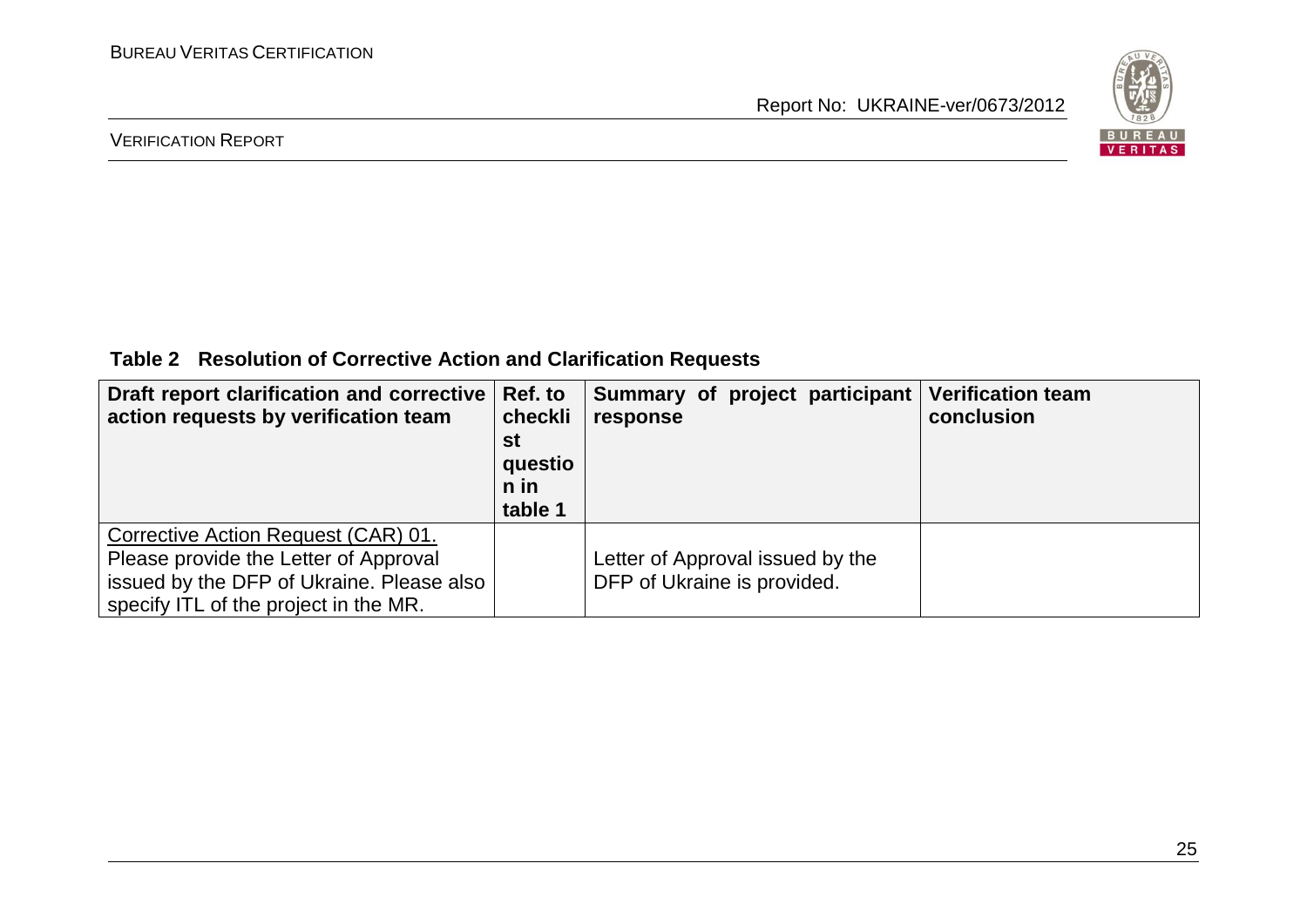**Table 2 Resolution of Corrective Action and Clarification Requests**

| Draft report clarification and corrective action requests by verification team | Ref. to checklist question in table 1 | Summary of project participant response | Verification team conclusion |
|---|---|---|---|
| Corrective Action Request (CAR) 01. Please provide the Letter of Approval issued by the DFP of Ukraine. Please also specify ITL of the project in the MR. | | Letter of Approval issued by the DFP of Ukraine is provided. | |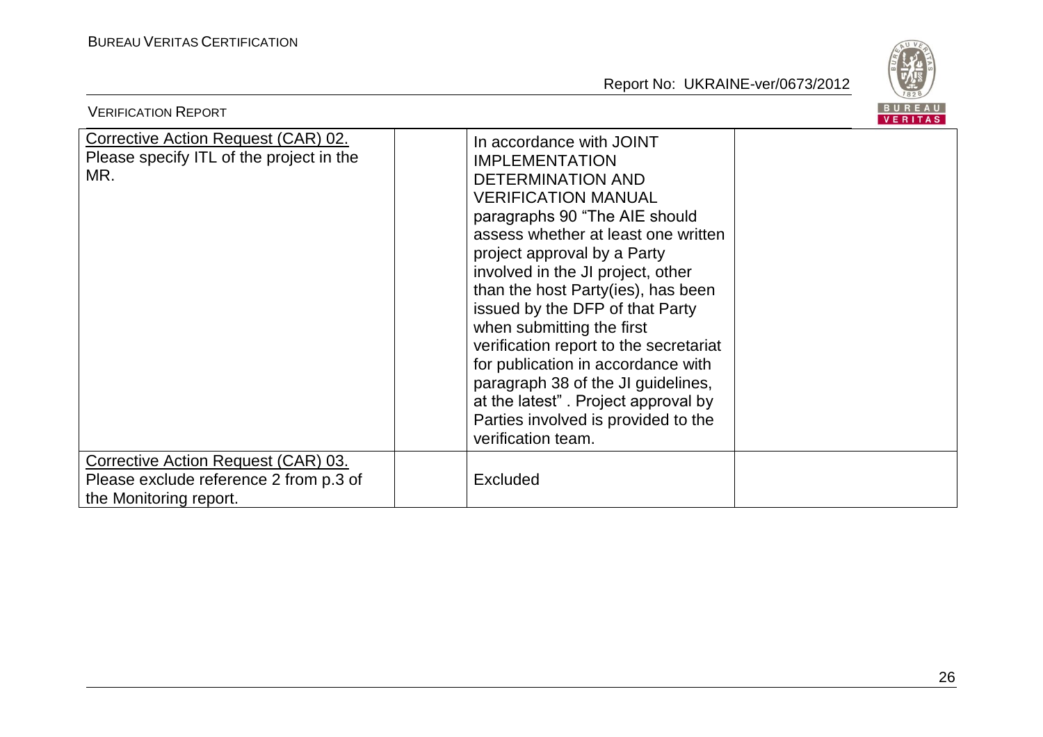| | | | |
|---|---|---|---|
| Corrective Action Request (CAR) 02. Please specify ITL of the project in the MR. | | In accordance with JOINT IMPLEMENTATION DETERMINATION AND VERIFICATION MANUAL paragraphs 90 "The AIE should assess whether at least one written project approval by a Party involved in the JI project, other than the host Party(ies), has been issued by the DFP of that Party when submitting the first verification report to the secretariat for publication in accordance with paragraph 38 of the JI guidelines, at the latest" . Project approval by Parties involved is provided to the verification team. | |
| Corrective Action Request (CAR) 03. Please exclude reference 2 from p.3 of the Monitoring report. | | Excluded | |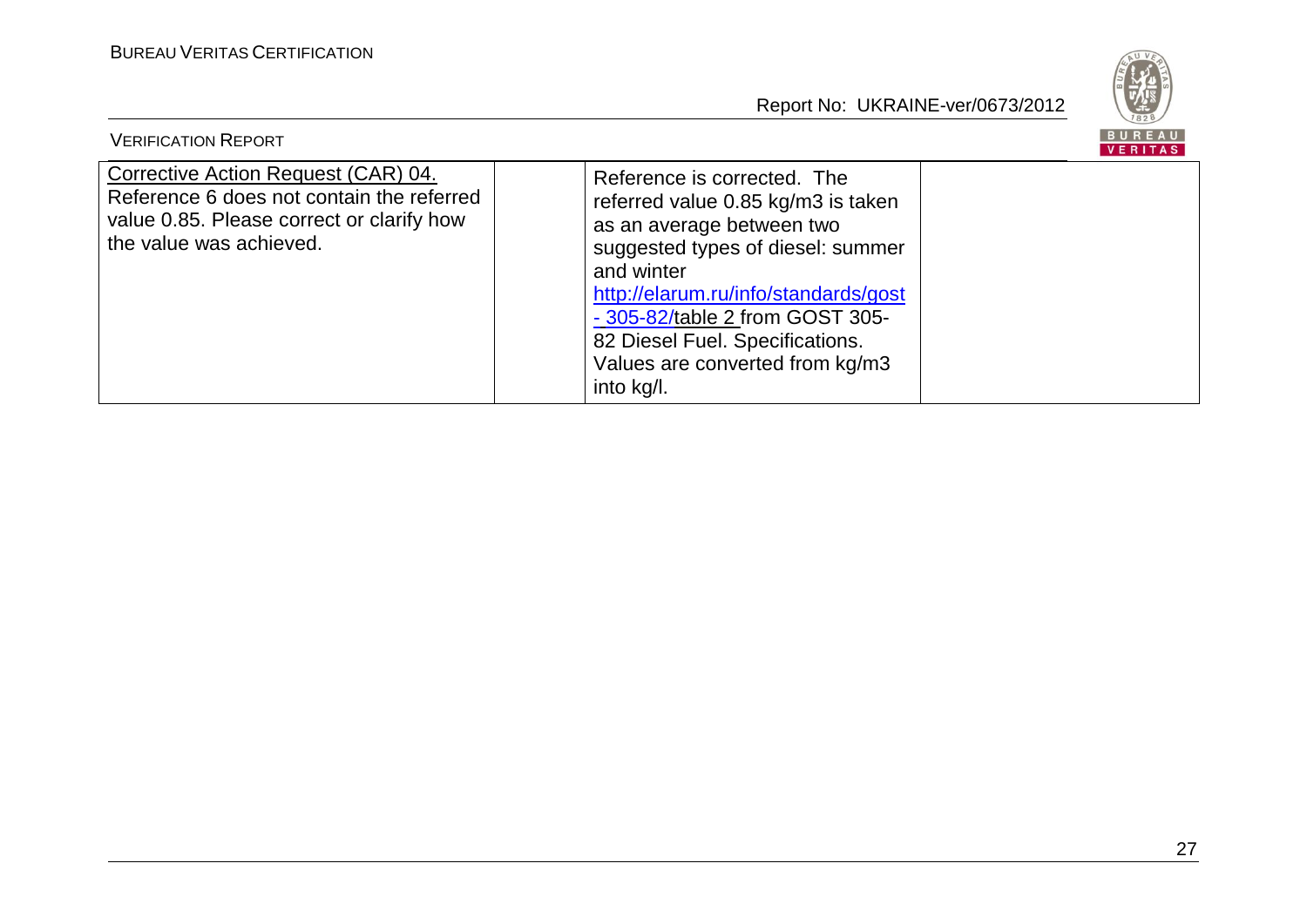| Corrective Action Request (CAR) 04. Reference 6 does not contain the referred value 0.85. Please correct or clarify how the value was achieved. | | Reference is corrected. The referred value 0.85 kg/m3 is taken as an average between two suggested types of diesel: summer and winter http://elarum.ru/info/standards/gost - 305-82/table 2 from GOST 305-82 Diesel Fuel. Specifications. Values are converted from kg/m3 into kg/l. | |
|---|---|---|---|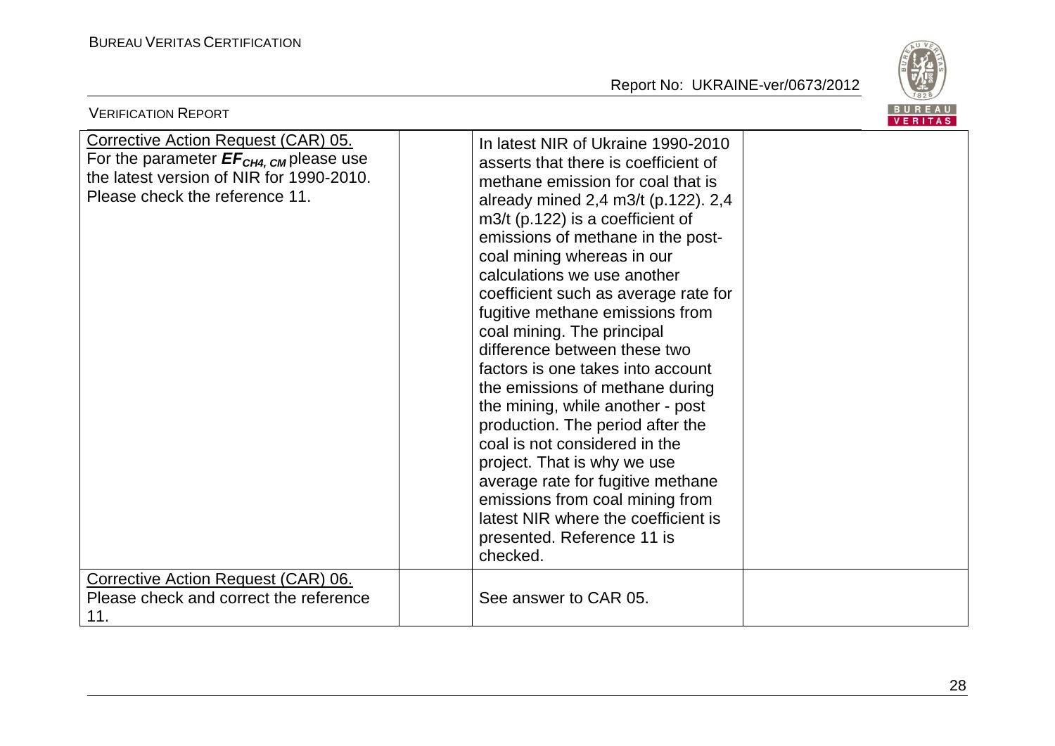| | | | |
|---|---|---|---|
| Corrective Action Request (CAR) 05.<br>For the parameter $EF_{CH4, CM}$ please use the latest version of NIR for 1990-2010. Please check the reference 11. | | In latest NIR of Ukraine 1990-2010 asserts that there is coefficient of methane emission for coal that is already mined 2,4 m3/t (p.122). 2,4 m3/t (p.122) is a coefficient of emissions of methane in the post-coal mining whereas in our calculations we use another coefficient such as average rate for fugitive methane emissions from coal mining. The principal difference between these two factors is one takes into account the emissions of methane during the mining, while another - post production. The period after the coal is not considered in the project. That is why we use average rate for fugitive methane emissions from coal mining from latest NIR where the coefficient is presented. Reference 11 is checked. | |
| Corrective Action Request (CAR) 06.<br>Please check and correct the reference 11. | | See answer to CAR 05. | |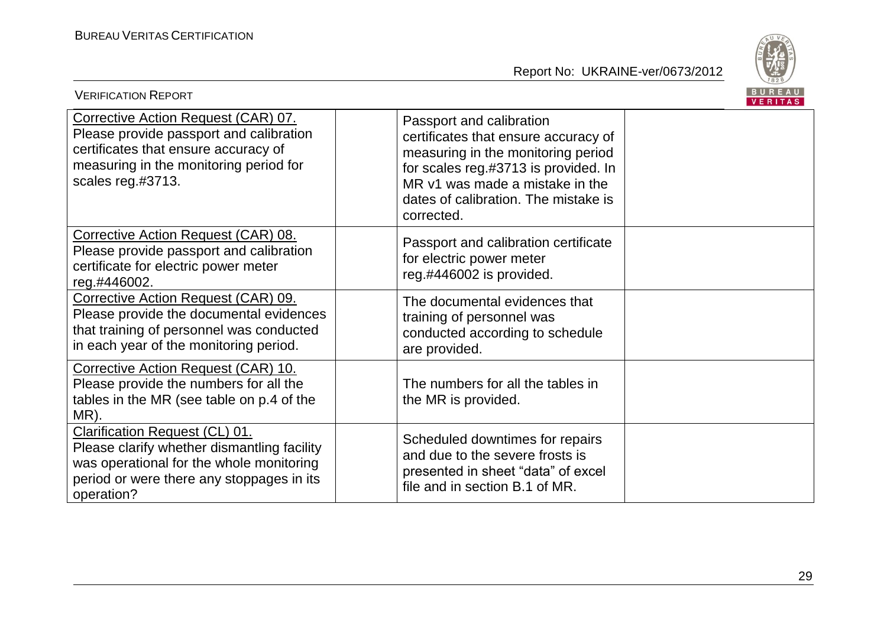| Corrective Action Request (CAR) 07.<br>Please provide passport and calibration certificates that ensure accuracy of measuring in the monitoring period for scales reg.#3713. | | Passport and calibration certificates that ensure accuracy of measuring in the monitoring period for scales reg.#3713 is provided. In MR v1 was made a mistake in the dates of calibration. The mistake is corrected. | |
|---|---|---|---|
| Corrective Action Request (CAR) 08.<br>Please provide passport and calibration certificate for electric power meter reg.#446002. | | Passport and calibration certificate for electric power meter reg.#446002 is provided. | |
| Corrective Action Request (CAR) 09.<br>Please provide the documental evidences that training of personnel was conducted in each year of the monitoring period. | | The documental evidences that training of personnel was conducted according to schedule are provided. | |
| Corrective Action Request (CAR) 10.<br>Please provide the numbers for all the tables in the MR (see table on p.4 of the MR). | | The numbers for all the tables in the MR is provided. | |
| Clarification Request (CL) 01.<br>Please clarify whether dismantling facility was operational for the whole monitoring period or were there any stoppages in its operation? | | Scheduled downtimes for repairs and due to the severe frosts is presented in sheet "data" of excel file and in section B.1 of MR. | |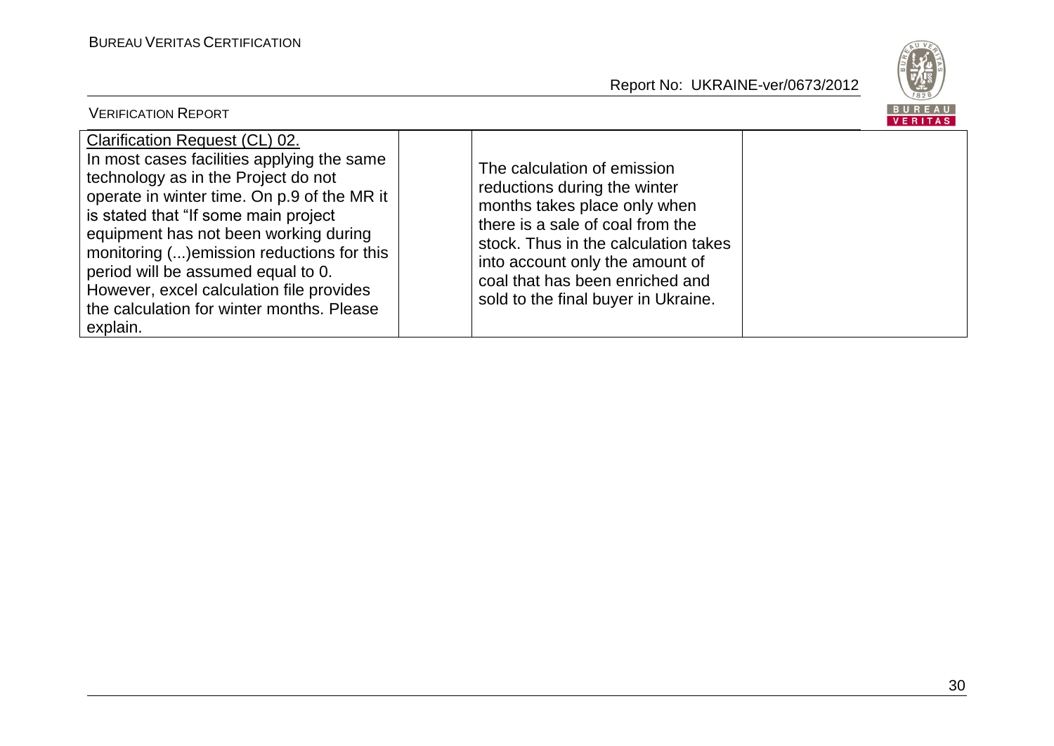| | | | |
|---|---|---|---|
| Clarification Request (CL) 02.<br>In most cases facilities applying the same technology as in the Project do not operate in winter time. On p.9 of the MR it is stated that "If some main project equipment has not been working during monitoring (...)emission reductions for this period will be assumed equal to 0. However, excel calculation file provides the calculation for winter months. Please explain. | | The calculation of emission reductions during the winter months takes place only when there is a sale of coal from the stock. Thus in the calculation takes into account only the amount of coal that has been enriched and sold to the final buyer in Ukraine. | |